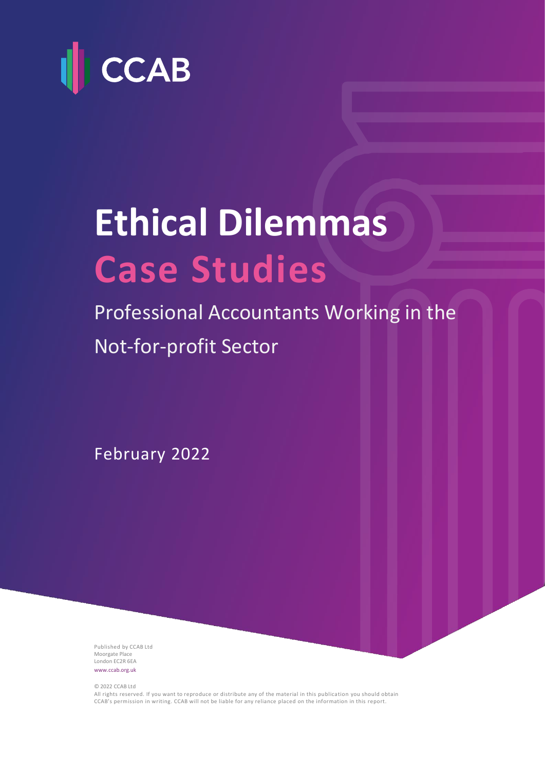CCAB

# Ethical Dilemmas Case Studies

Professional Accountants Working in the Not-for-profit Sector

February 2022

Published by CCAB Ltd
Moorgate Place
London EC2R 6EA
www.ccab.org.uk

© 2022 CCAB Ltd
All rights reserved. If you want to reproduce or distribute any of the material in this publication you should obtain CCAB's permission in writing. CCAB will not be liable for any reliance placed on the information in this report.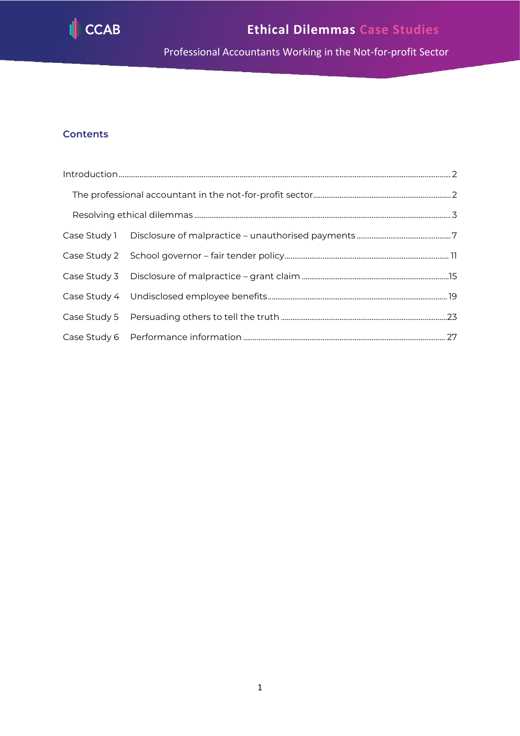# Ethical Dilemmas Case Studies

Professional Accountants Working in the Not-for-profit Sector

## Contents

Introduction ........ 2

The professional accountant in the not-for-profit sector ........ 2

Resolving ethical dilemmas ........ 3

Case Study 1 Disclosure of malpractice – unauthorised payments ........ 7

Case Study 2 School governor – fair tender policy ........ 11

Case Study 3 Disclosure of malpractice – grant claim ........ 15

Case Study 4 Undisclosed employee benefits ........ 19

Case Study 5 Persuading others to tell the truth ........ 23

Case Study 6 Performance information ........ 27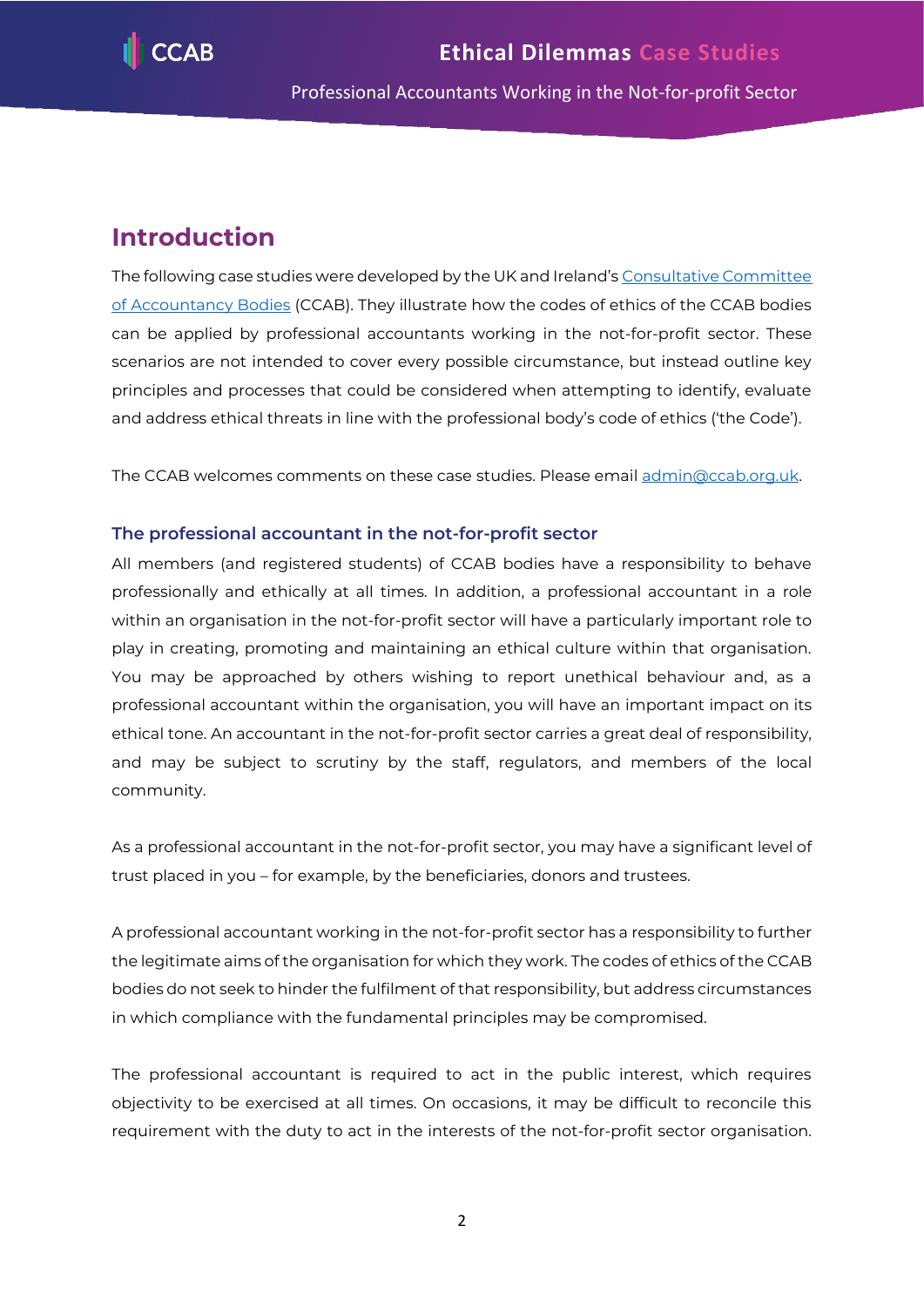## Introduction

The following case studies were developed by the UK and Ireland's [Consultative Committee of Accountancy Bodies](https://www.ccab.org.uk) (CCAB). They illustrate how the codes of ethics of the CCAB bodies can be applied by professional accountants working in the not-for-profit sector. These scenarios are not intended to cover every possible circumstance, but instead outline key principles and processes that could be considered when attempting to identify, evaluate and address ethical threats in line with the professional body's code of ethics ('the Code').

The CCAB welcomes comments on these case studies. Please email [admin@ccab.org.uk](mailto:admin@ccab.org.uk).

### The professional accountant in the not-for-profit sector

All members (and registered students) of CCAB bodies have a responsibility to behave professionally and ethically at all times. In addition, a professional accountant in a role within an organisation in the not-for-profit sector will have a particularly important role to play in creating, promoting and maintaining an ethical culture within that organisation. You may be approached by others wishing to report unethical behaviour and, as a professional accountant within the organisation, you will have an important impact on its ethical tone. An accountant in the not-for-profit sector carries a great deal of responsibility, and may be subject to scrutiny by the staff, regulators, and members of the local community.

As a professional accountant in the not-for-profit sector, you may have a significant level of trust placed in you – for example, by the beneficiaries, donors and trustees.

A professional accountant working in the not-for-profit sector has a responsibility to further the legitimate aims of the organisation for which they work. The codes of ethics of the CCAB bodies do not seek to hinder the fulfilment of that responsibility, but address circumstances in which compliance with the fundamental principles may be compromised.

The professional accountant is required to act in the public interest, which requires objectivity to be exercised at all times. On occasions, it may be difficult to reconcile this requirement with the duty to act in the interests of the not-for-profit sector organisation.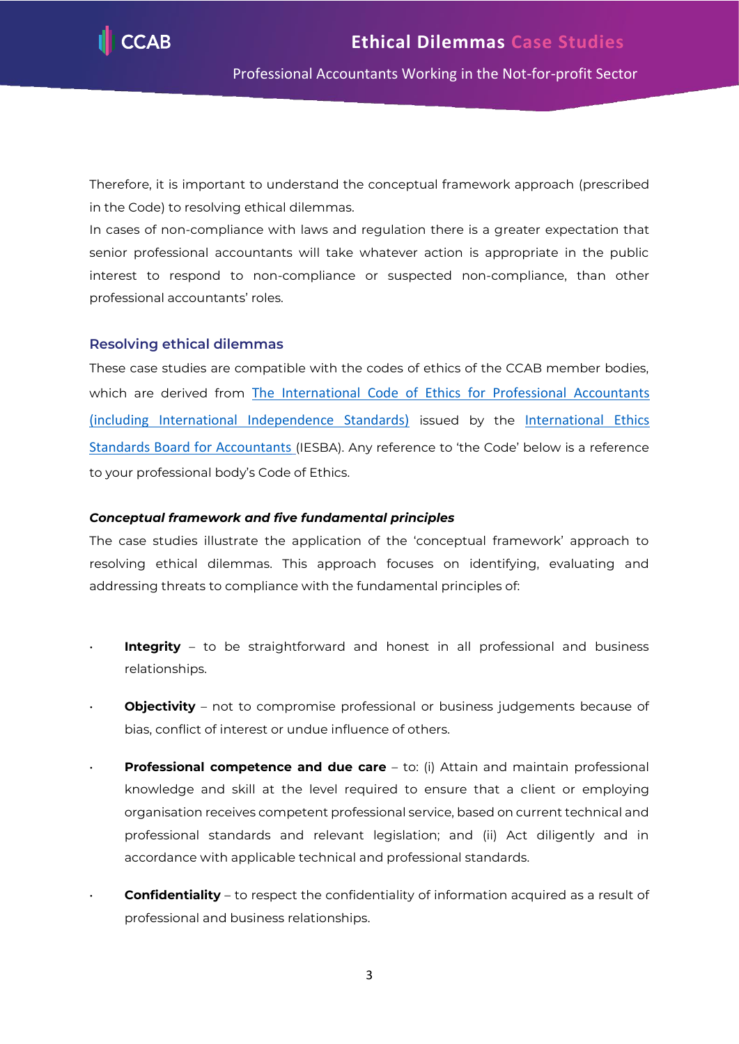Therefore, it is important to understand the conceptual framework approach (prescribed in the Code) to resolving ethical dilemmas.

In cases of non-compliance with laws and regulation there is a greater expectation that senior professional accountants will take whatever action is appropriate in the public interest to respond to non-compliance or suspected non-compliance, than other professional accountants' roles.

## Resolving ethical dilemmas

These case studies are compatible with the codes of ethics of the CCAB member bodies, which are derived from The International Code of Ethics for Professional Accountants (including International Independence Standards) issued by the International Ethics Standards Board for Accountants (IESBA). Any reference to 'the Code' below is a reference to your professional body's Code of Ethics.

### *Conceptual framework and five fundamental principles*

The case studies illustrate the application of the 'conceptual framework' approach to resolving ethical dilemmas. This approach focuses on identifying, evaluating and addressing threats to compliance with the fundamental principles of:

- **Integrity** – to be straightforward and honest in all professional and business relationships.
- **Objectivity** – not to compromise professional or business judgements because of bias, conflict of interest or undue influence of others.
- **Professional competence and due care** – to: (i) Attain and maintain professional knowledge and skill at the level required to ensure that a client or employing organisation receives competent professional service, based on current technical and professional standards and relevant legislation; and (ii) Act diligently and in accordance with applicable technical and professional standards.
- **Confidentiality** – to respect the confidentiality of information acquired as a result of professional and business relationships.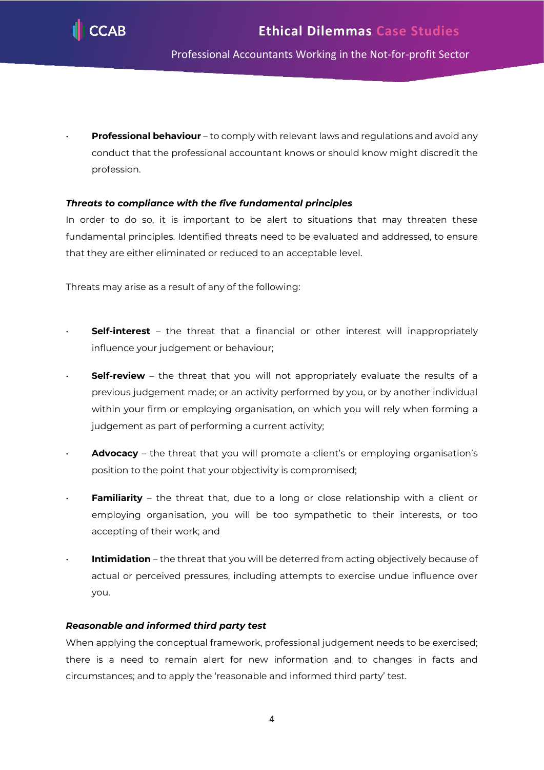- **Professional behaviour** – to comply with relevant laws and regulations and avoid any conduct that the professional accountant knows or should know might discredit the profession.

***Threats to compliance with the five fundamental principles***

In order to do so, it is important to be alert to situations that may threaten these fundamental principles. Identified threats need to be evaluated and addressed, to ensure that they are either eliminated or reduced to an acceptable level.

Threats may arise as a result of any of the following:

- **Self-interest** – the threat that a financial or other interest will inappropriately influence your judgement or behaviour;
- **Self-review** – the threat that you will not appropriately evaluate the results of a previous judgement made; or an activity performed by you, or by another individual within your firm or employing organisation, on which you will rely when forming a judgement as part of performing a current activity;
- **Advocacy** – the threat that you will promote a client's or employing organisation's position to the point that your objectivity is compromised;
- **Familiarity** – the threat that, due to a long or close relationship with a client or employing organisation, you will be too sympathetic to their interests, or too accepting of their work; and
- **Intimidation** – the threat that you will be deterred from acting objectively because of actual or perceived pressures, including attempts to exercise undue influence over you.

***Reasonable and informed third party test***

When applying the conceptual framework, professional judgement needs to be exercised; there is a need to remain alert for new information and to changes in facts and circumstances; and to apply the 'reasonable and informed third party' test.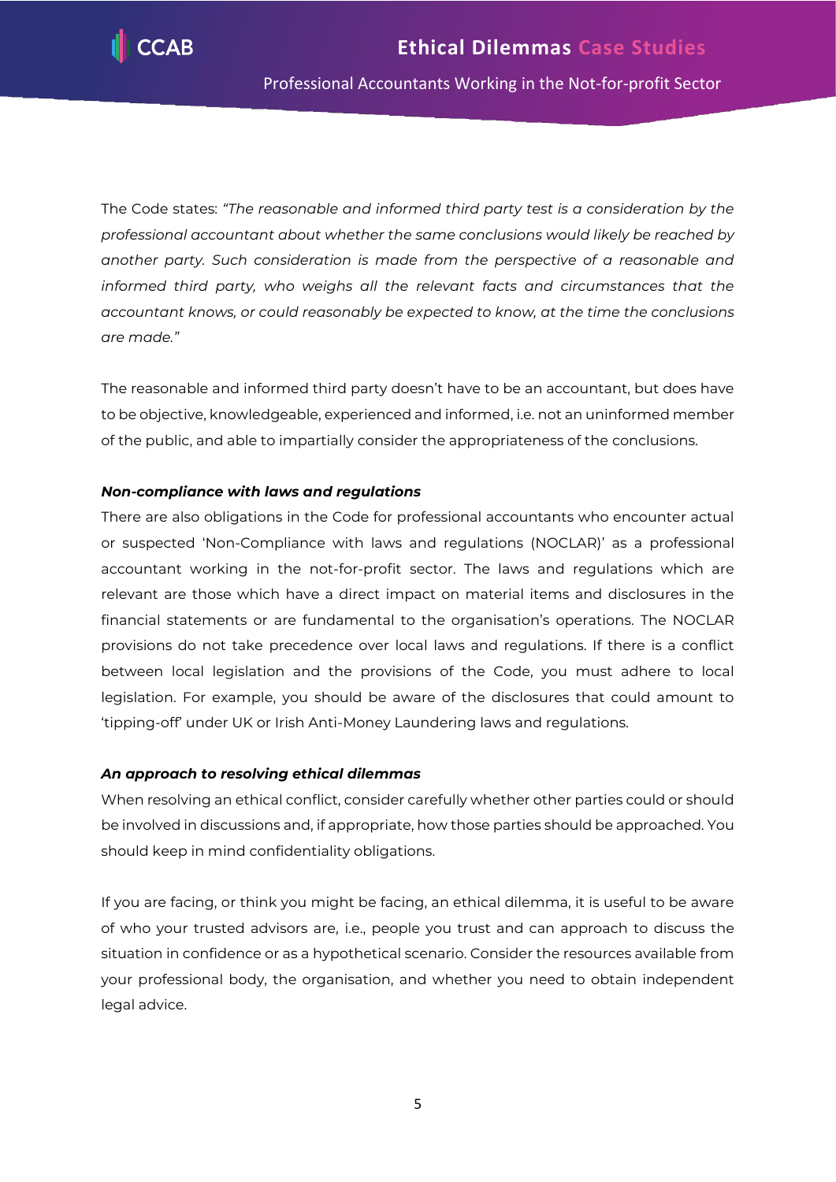The Code states: *"The reasonable and informed third party test is a consideration by the professional accountant about whether the same conclusions would likely be reached by another party. Such consideration is made from the perspective of a reasonable and informed third party, who weighs all the relevant facts and circumstances that the accountant knows, or could reasonably be expected to know, at the time the conclusions are made."*

The reasonable and informed third party doesn't have to be an accountant, but does have to be objective, knowledgeable, experienced and informed, i.e. not an uninformed member of the public, and able to impartially consider the appropriateness of the conclusions.

***Non-compliance with laws and regulations***

There are also obligations in the Code for professional accountants who encounter actual or suspected 'Non-Compliance with laws and regulations (NOCLAR)' as a professional accountant working in the not-for-profit sector. The laws and regulations which are relevant are those which have a direct impact on material items and disclosures in the financial statements or are fundamental to the organisation's operations. The NOCLAR provisions do not take precedence over local laws and regulations. If there is a conflict between local legislation and the provisions of the Code, you must adhere to local legislation. For example, you should be aware of the disclosures that could amount to 'tipping-off' under UK or Irish Anti-Money Laundering laws and regulations.

***An approach to resolving ethical dilemmas***

When resolving an ethical conflict, consider carefully whether other parties could or should be involved in discussions and, if appropriate, how those parties should be approached. You should keep in mind confidentiality obligations.

If you are facing, or think you might be facing, an ethical dilemma, it is useful to be aware of who your trusted advisors are, i.e., people you trust and can approach to discuss the situation in confidence or as a hypothetical scenario. Consider the resources available from your professional body, the organisation, and whether you need to obtain independent legal advice.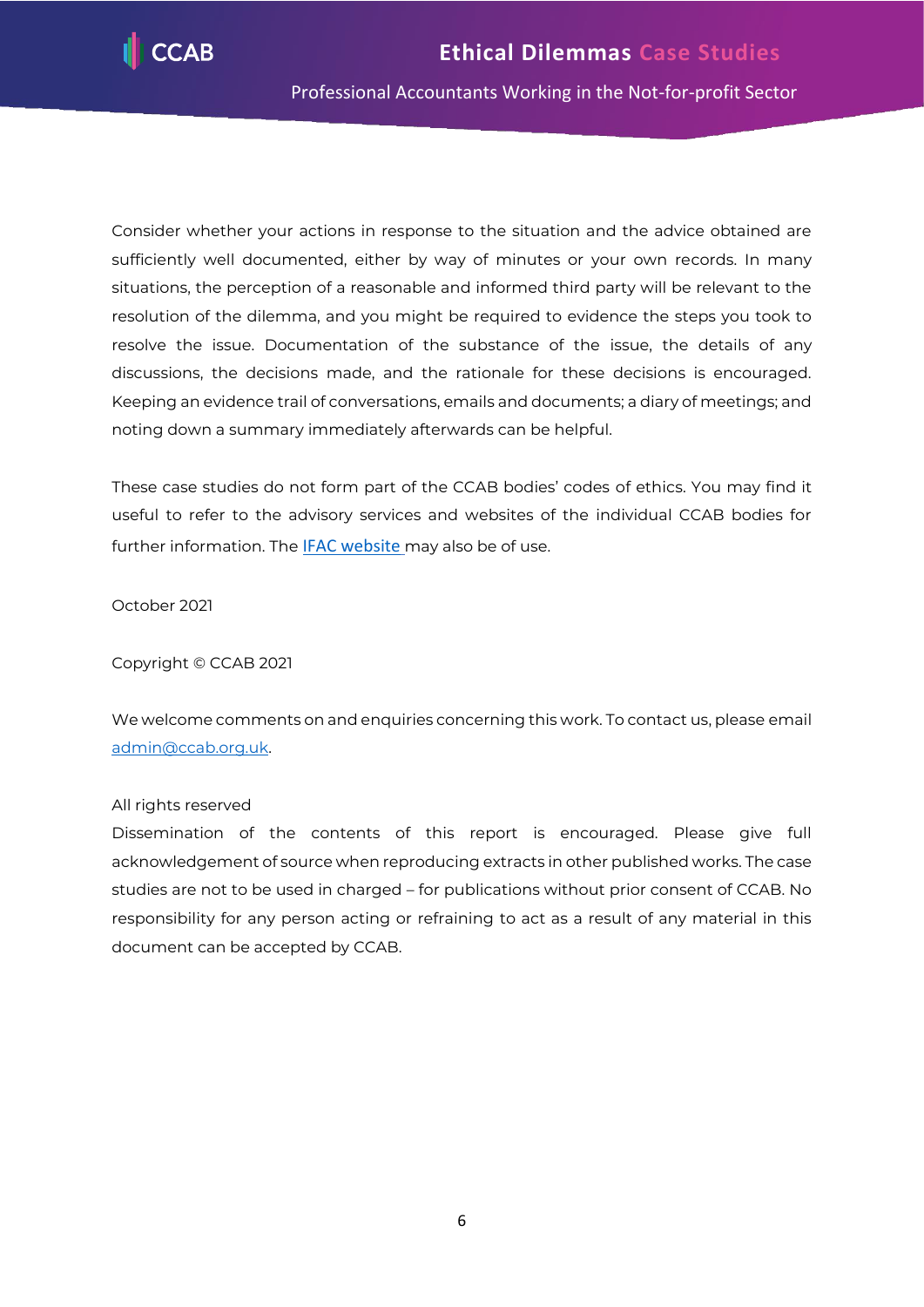Consider whether your actions in response to the situation and the advice obtained are sufficiently well documented, either by way of minutes or your own records. In many situations, the perception of a reasonable and informed third party will be relevant to the resolution of the dilemma, and you might be required to evidence the steps you took to resolve the issue. Documentation of the substance of the issue, the details of any discussions, the decisions made, and the rationale for these decisions is encouraged. Keeping an evidence trail of conversations, emails and documents; a diary of meetings; and noting down a summary immediately afterwards can be helpful.

These case studies do not form part of the CCAB bodies' codes of ethics. You may find it useful to refer to the advisory services and websites of the individual CCAB bodies for further information. The [IFAC website](#) may also be of use.

October 2021

Copyright © CCAB 2021

We welcome comments on and enquiries concerning this work. To contact us, please email [admin@ccab.org.uk](mailto:admin@ccab.org.uk).

All rights reserved
Dissemination of the contents of this report is encouraged. Please give full acknowledgement of source when reproducing extracts in other published works. The case studies are not to be used in charged – for publications without prior consent of CCAB. No responsibility for any person acting or refraining to act as a result of any material in this document can be accepted by CCAB.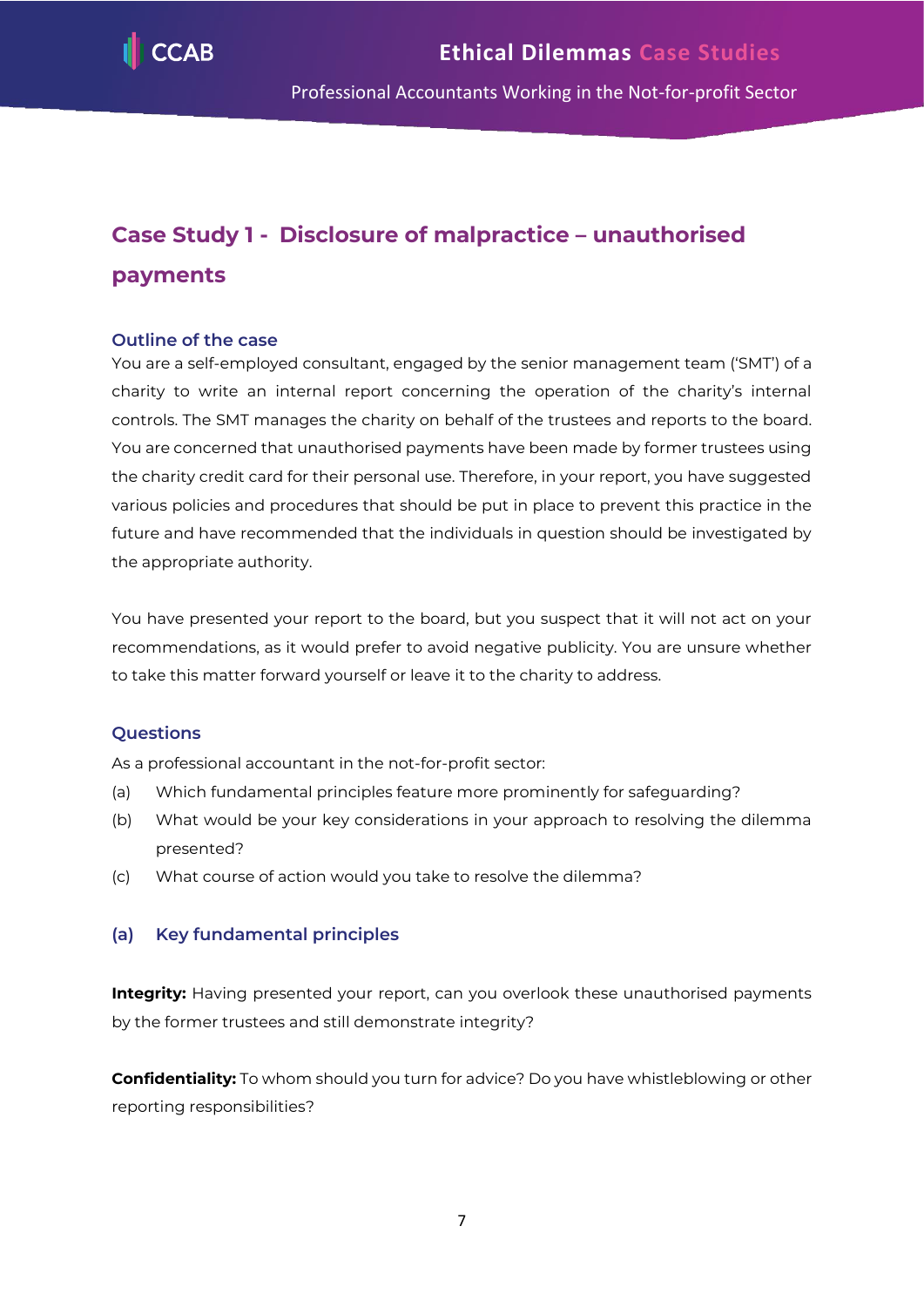# Case Study 1 - Disclosure of malpractice – unauthorised payments

### Outline of the case

You are a self-employed consultant, engaged by the senior management team ('SMT') of a charity to write an internal report concerning the operation of the charity's internal controls. The SMT manages the charity on behalf of the trustees and reports to the board. You are concerned that unauthorised payments have been made by former trustees using the charity credit card for their personal use. Therefore, in your report, you have suggested various policies and procedures that should be put in place to prevent this practice in the future and have recommended that the individuals in question should be investigated by the appropriate authority.

You have presented your report to the board, but you suspect that it will not act on your recommendations, as it would prefer to avoid negative publicity. You are unsure whether to take this matter forward yourself or leave it to the charity to address.

### Questions

As a professional accountant in the not-for-profit sector:

(a) Which fundamental principles feature more prominently for safeguarding?

(b) What would be your key considerations in your approach to resolving the dilemma presented?

(c) What course of action would you take to resolve the dilemma?

### (a) Key fundamental principles

**Integrity:** Having presented your report, can you overlook these unauthorised payments by the former trustees and still demonstrate integrity?

**Confidentiality:** To whom should you turn for advice? Do you have whistleblowing or other reporting responsibilities?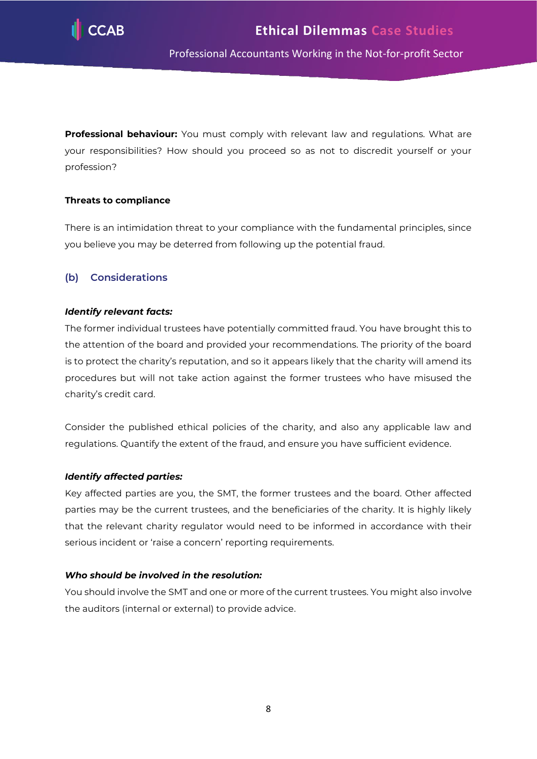**Professional behaviour:** You must comply with relevant law and regulations. What are your responsibilities? How should you proceed so as not to discredit yourself or your profession?

**Threats to compliance**

There is an intimidation threat to your compliance with the fundamental principles, since you believe you may be deterred from following up the potential fraud.

### (b) Considerations

***Identify relevant facts:***

The former individual trustees have potentially committed fraud. You have brought this to the attention of the board and provided your recommendations. The priority of the board is to protect the charity's reputation, and so it appears likely that the charity will amend its procedures but will not take action against the former trustees who have misused the charity's credit card.

Consider the published ethical policies of the charity, and also any applicable law and regulations. Quantify the extent of the fraud, and ensure you have sufficient evidence.

***Identify affected parties:***

Key affected parties are you, the SMT, the former trustees and the board. Other affected parties may be the current trustees, and the beneficiaries of the charity. It is highly likely that the relevant charity regulator would need to be informed in accordance with their serious incident or 'raise a concern' reporting requirements.

***Who should be involved in the resolution:***

You should involve the SMT and one or more of the current trustees. You might also involve the auditors (internal or external) to provide advice.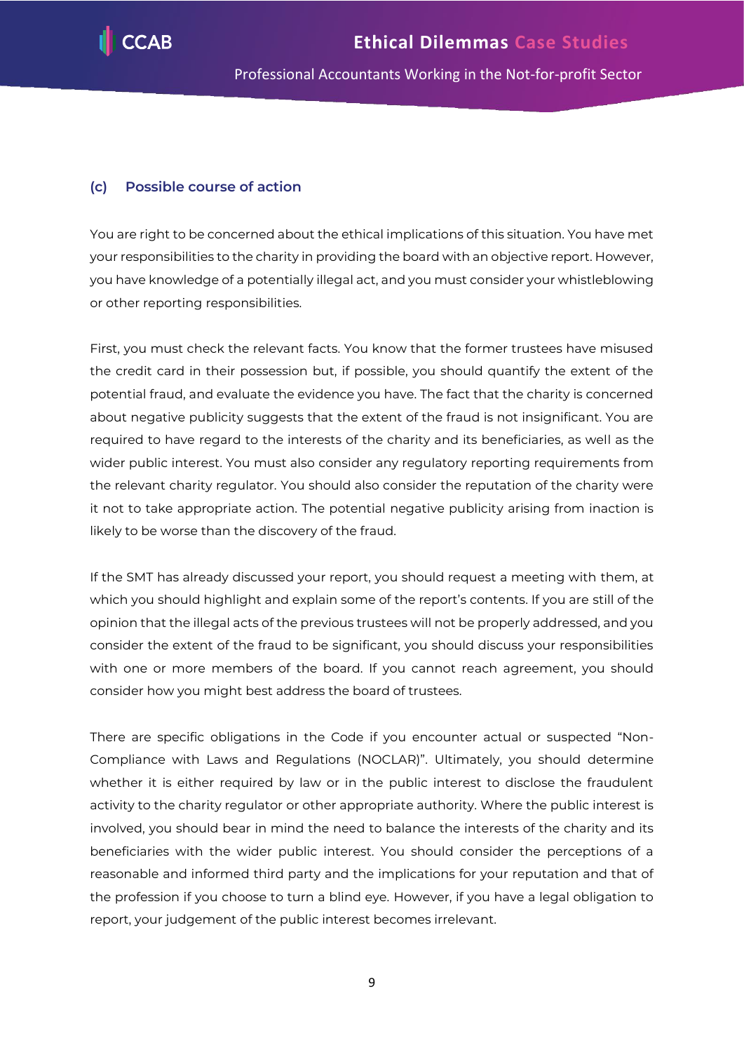### (c) Possible course of action

You are right to be concerned about the ethical implications of this situation. You have met your responsibilities to the charity in providing the board with an objective report. However, you have knowledge of a potentially illegal act, and you must consider your whistleblowing or other reporting responsibilities.

First, you must check the relevant facts. You know that the former trustees have misused the credit card in their possession but, if possible, you should quantify the extent of the potential fraud, and evaluate the evidence you have. The fact that the charity is concerned about negative publicity suggests that the extent of the fraud is not insignificant. You are required to have regard to the interests of the charity and its beneficiaries, as well as the wider public interest. You must also consider any regulatory reporting requirements from the relevant charity regulator. You should also consider the reputation of the charity were it not to take appropriate action. The potential negative publicity arising from inaction is likely to be worse than the discovery of the fraud.

If the SMT has already discussed your report, you should request a meeting with them, at which you should highlight and explain some of the report's contents. If you are still of the opinion that the illegal acts of the previous trustees will not be properly addressed, and you consider the extent of the fraud to be significant, you should discuss your responsibilities with one or more members of the board. If you cannot reach agreement, you should consider how you might best address the board of trustees.

There are specific obligations in the Code if you encounter actual or suspected "Non-Compliance with Laws and Regulations (NOCLAR)". Ultimately, you should determine whether it is either required by law or in the public interest to disclose the fraudulent activity to the charity regulator or other appropriate authority. Where the public interest is involved, you should bear in mind the need to balance the interests of the charity and its beneficiaries with the wider public interest. You should consider the perceptions of a reasonable and informed third party and the implications for your reputation and that of the profession if you choose to turn a blind eye. However, if you have a legal obligation to report, your judgement of the public interest becomes irrelevant.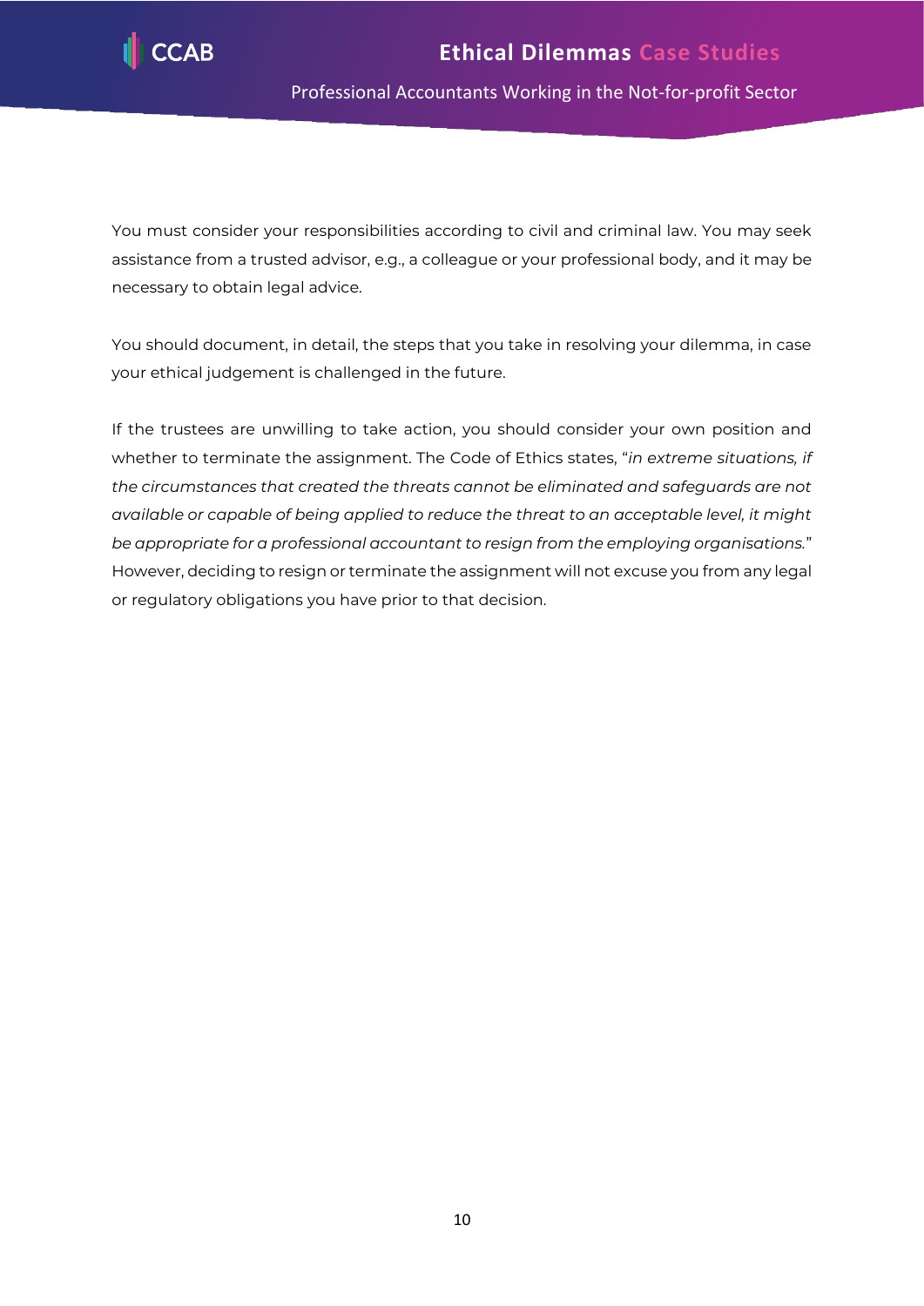You must consider your responsibilities according to civil and criminal law. You may seek assistance from a trusted advisor, e.g., a colleague or your professional body, and it may be necessary to obtain legal advice.

You should document, in detail, the steps that you take in resolving your dilemma, in case your ethical judgement is challenged in the future.

If the trustees are unwilling to take action, you should consider your own position and whether to terminate the assignment. The Code of Ethics states, "*in extreme situations, if the circumstances that created the threats cannot be eliminated and safeguards are not available or capable of being applied to reduce the threat to an acceptable level, it might be appropriate for a professional accountant to resign from the employing organisations.*" However, deciding to resign or terminate the assignment will not excuse you from any legal or regulatory obligations you have prior to that decision.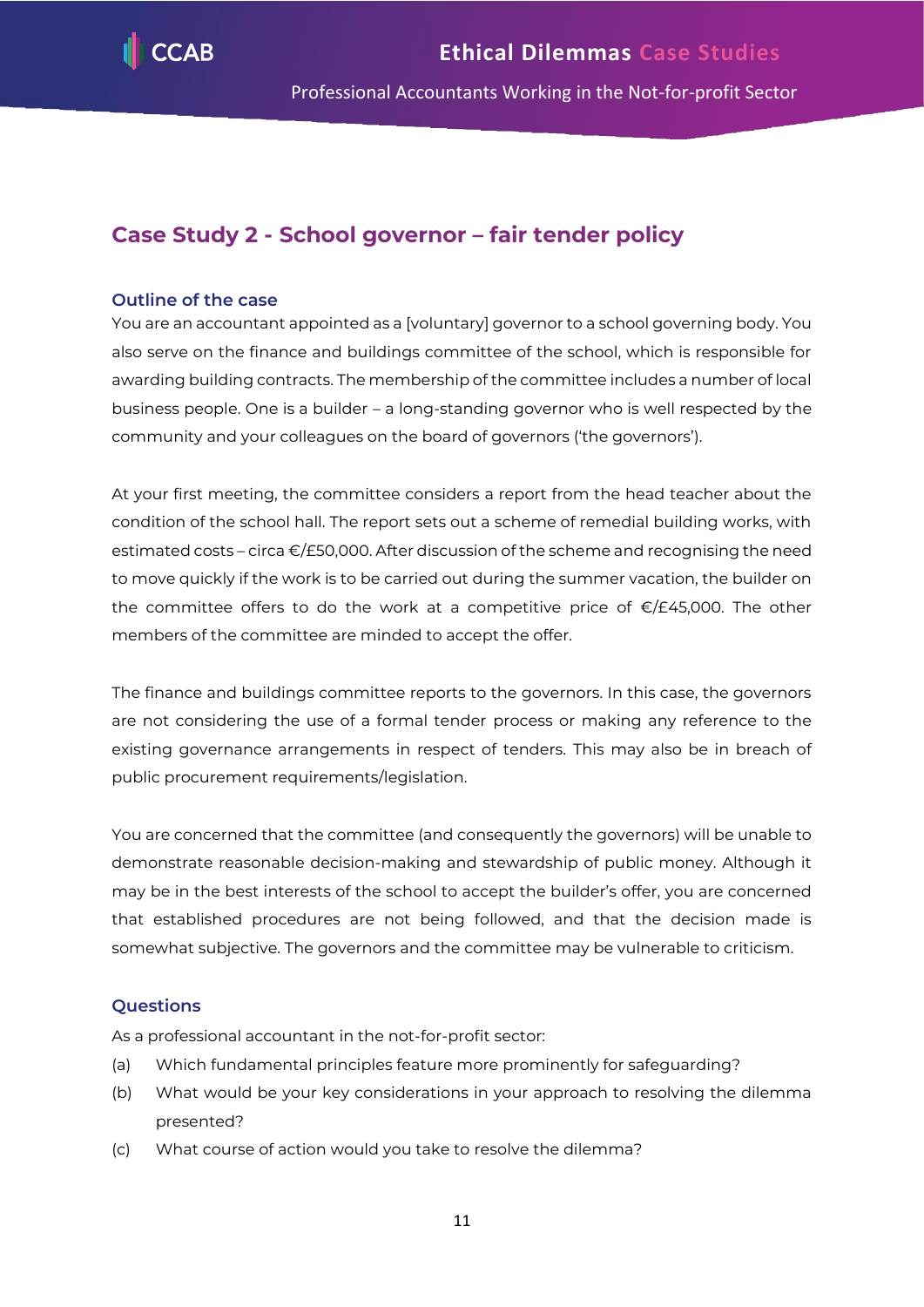## Case Study 2 - School governor – fair tender policy

### Outline of the case

You are an accountant appointed as a [voluntary] governor to a school governing body. You also serve on the finance and buildings committee of the school, which is responsible for awarding building contracts. The membership of the committee includes a number of local business people. One is a builder – a long-standing governor who is well respected by the community and your colleagues on the board of governors ('the governors').

At your first meeting, the committee considers a report from the head teacher about the condition of the school hall. The report sets out a scheme of remedial building works, with estimated costs – circa €/£50,000. After discussion of the scheme and recognising the need to move quickly if the work is to be carried out during the summer vacation, the builder on the committee offers to do the work at a competitive price of €/£45,000. The other members of the committee are minded to accept the offer.

The finance and buildings committee reports to the governors. In this case, the governors are not considering the use of a formal tender process or making any reference to the existing governance arrangements in respect of tenders. This may also be in breach of public procurement requirements/legislation.

You are concerned that the committee (and consequently the governors) will be unable to demonstrate reasonable decision-making and stewardship of public money. Although it may be in the best interests of the school to accept the builder's offer, you are concerned that established procedures are not being followed, and that the decision made is somewhat subjective. The governors and the committee may be vulnerable to criticism.

### Questions

As a professional accountant in the not-for-profit sector:

(a) Which fundamental principles feature more prominently for safeguarding?

(b) What would be your key considerations in your approach to resolving the dilemma presented?

(c) What course of action would you take to resolve the dilemma?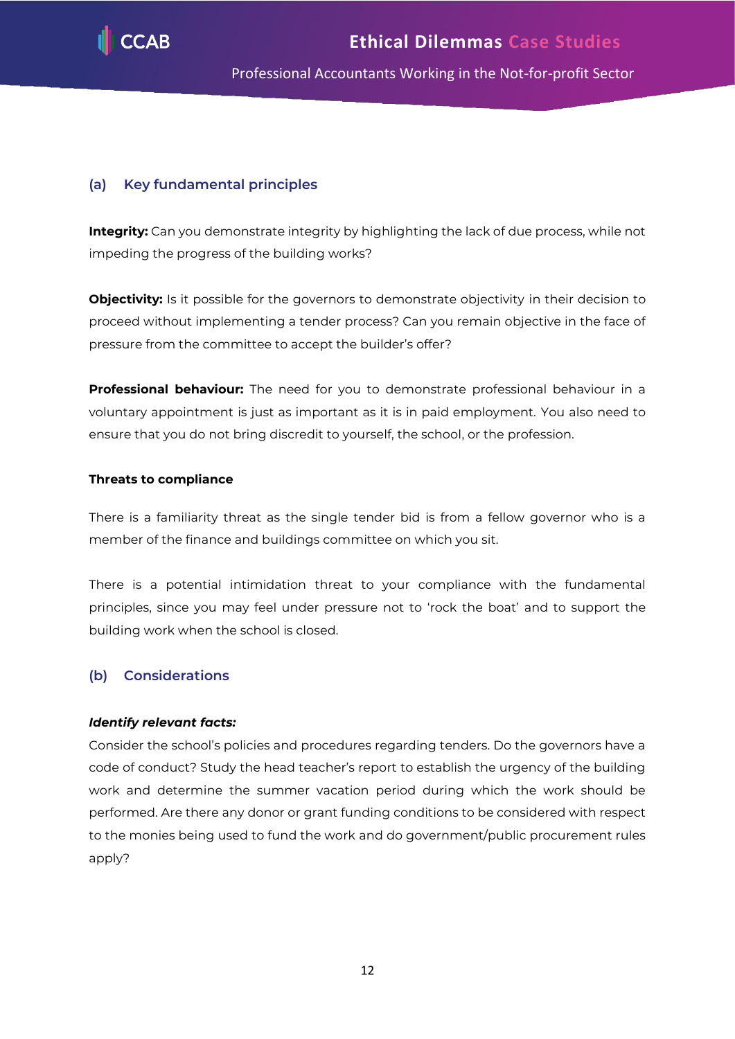### (a) Key fundamental principles

**Integrity:** Can you demonstrate integrity by highlighting the lack of due process, while not impeding the progress of the building works?

**Objectivity:** Is it possible for the governors to demonstrate objectivity in their decision to proceed without implementing a tender process? Can you remain objective in the face of pressure from the committee to accept the builder's offer?

**Professional behaviour:** The need for you to demonstrate professional behaviour in a voluntary appointment is just as important as it is in paid employment. You also need to ensure that you do not bring discredit to yourself, the school, or the profession.

**Threats to compliance**

There is a familiarity threat as the single tender bid is from a fellow governor who is a member of the finance and buildings committee on which you sit.

There is a potential intimidation threat to your compliance with the fundamental principles, since you may feel under pressure not to 'rock the boat' and to support the building work when the school is closed.

### (b) Considerations

***Identify relevant facts:***

Consider the school's policies and procedures regarding tenders. Do the governors have a code of conduct? Study the head teacher's report to establish the urgency of the building work and determine the summer vacation period during which the work should be performed. Are there any donor or grant funding conditions to be considered with respect to the monies being used to fund the work and do government/public procurement rules apply?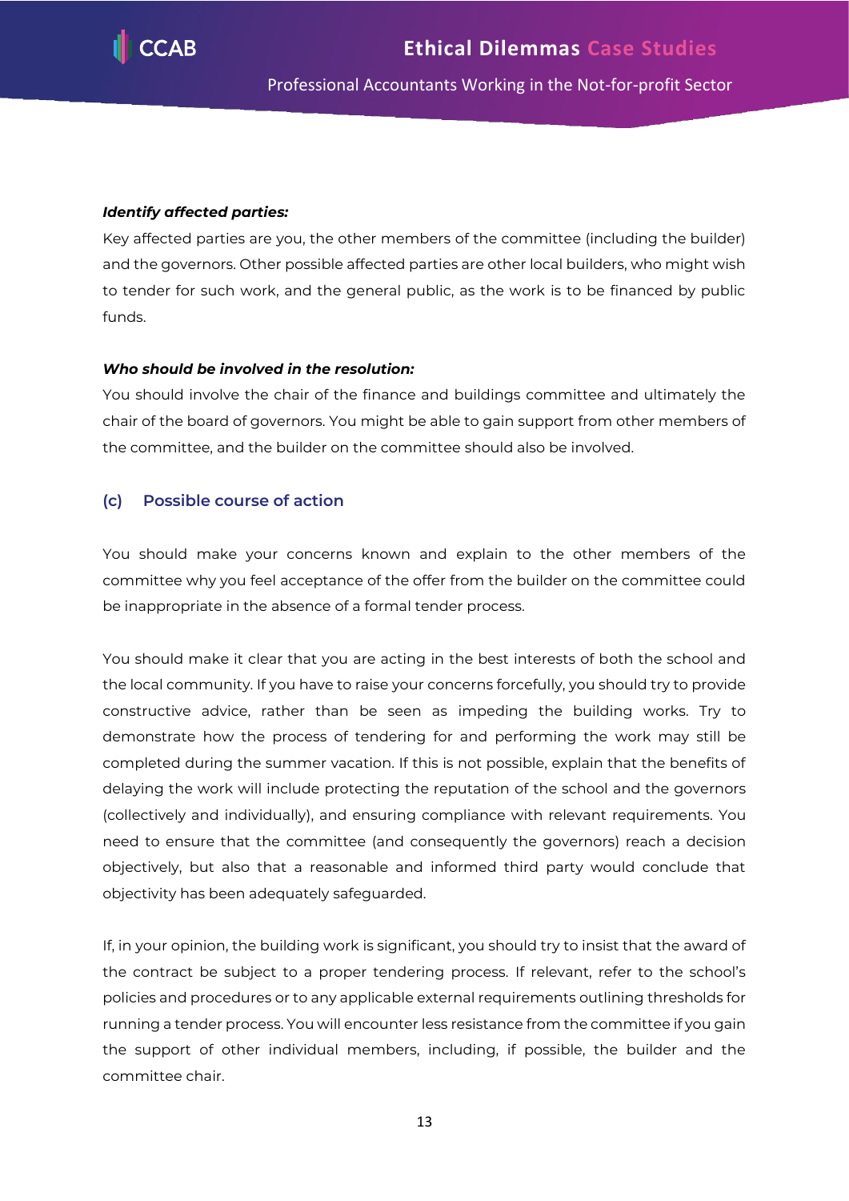***Identify affected parties:***

Key affected parties are you, the other members of the committee (including the builder) and the governors. Other possible affected parties are other local builders, who might wish to tender for such work, and the general public, as the work is to be financed by public funds.

***Who should be involved in the resolution:***

You should involve the chair of the finance and buildings committee and ultimately the chair of the board of governors. You might be able to gain support from other members of the committee, and the builder on the committee should also be involved.

### (c) Possible course of action

You should make your concerns known and explain to the other members of the committee why you feel acceptance of the offer from the builder on the committee could be inappropriate in the absence of a formal tender process.

You should make it clear that you are acting in the best interests of both the school and the local community. If you have to raise your concerns forcefully, you should try to provide constructive advice, rather than be seen as impeding the building works. Try to demonstrate how the process of tendering for and performing the work may still be completed during the summer vacation. If this is not possible, explain that the benefits of delaying the work will include protecting the reputation of the school and the governors (collectively and individually), and ensuring compliance with relevant requirements. You need to ensure that the committee (and consequently the governors) reach a decision objectively, but also that a reasonable and informed third party would conclude that objectivity has been adequately safeguarded.

If, in your opinion, the building work is significant, you should try to insist that the award of the contract be subject to a proper tendering process. If relevant, refer to the school's policies and procedures or to any applicable external requirements outlining thresholds for running a tender process. You will encounter less resistance from the committee if you gain the support of other individual members, including, if possible, the builder and the committee chair.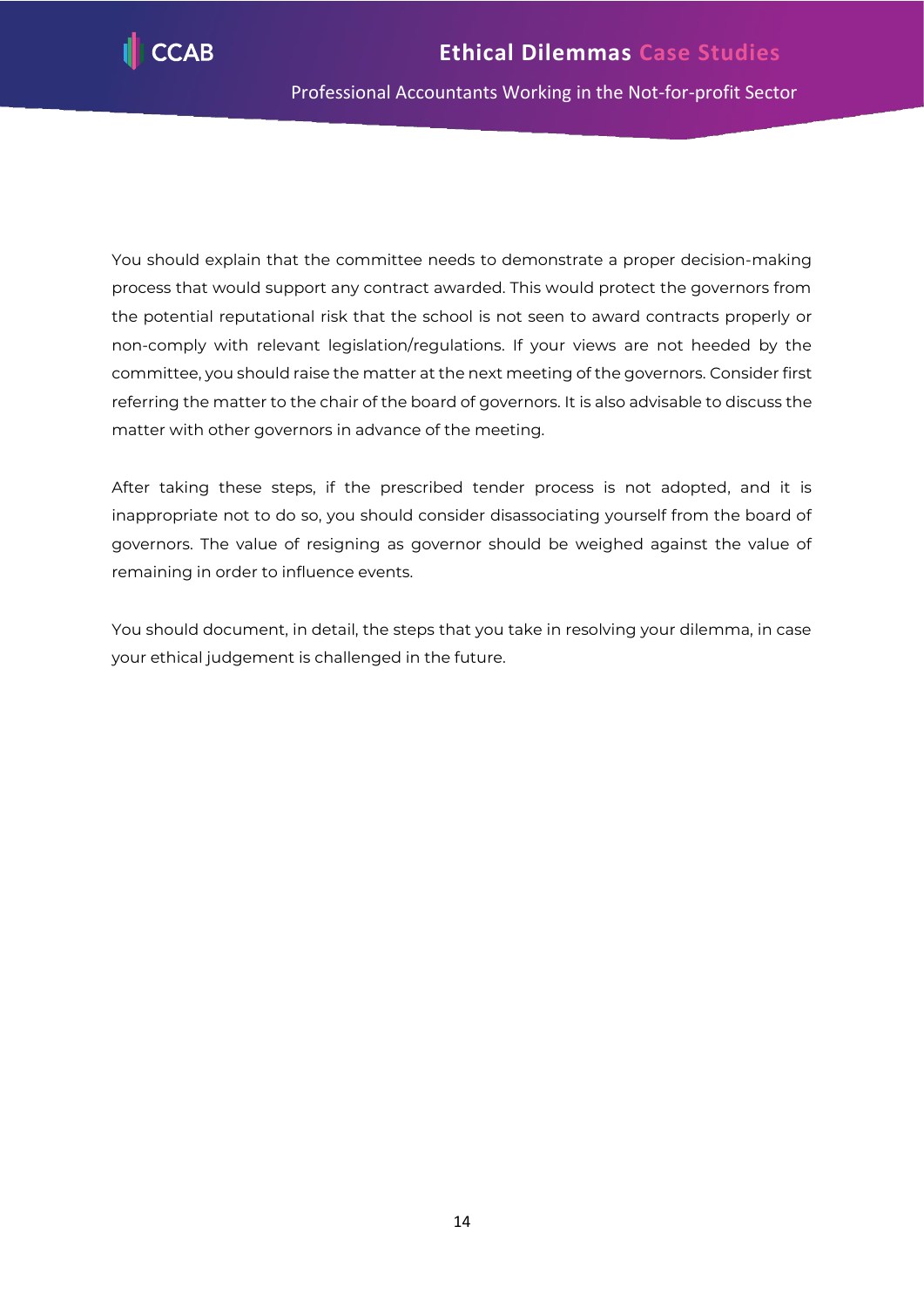You should explain that the committee needs to demonstrate a proper decision-making process that would support any contract awarded. This would protect the governors from the potential reputational risk that the school is not seen to award contracts properly or non-comply with relevant legislation/regulations. If your views are not heeded by the committee, you should raise the matter at the next meeting of the governors. Consider first referring the matter to the chair of the board of governors. It is also advisable to discuss the matter with other governors in advance of the meeting.

After taking these steps, if the prescribed tender process is not adopted, and it is inappropriate not to do so, you should consider disassociating yourself from the board of governors. The value of resigning as governor should be weighed against the value of remaining in order to influence events.

You should document, in detail, the steps that you take in resolving your dilemma, in case your ethical judgement is challenged in the future.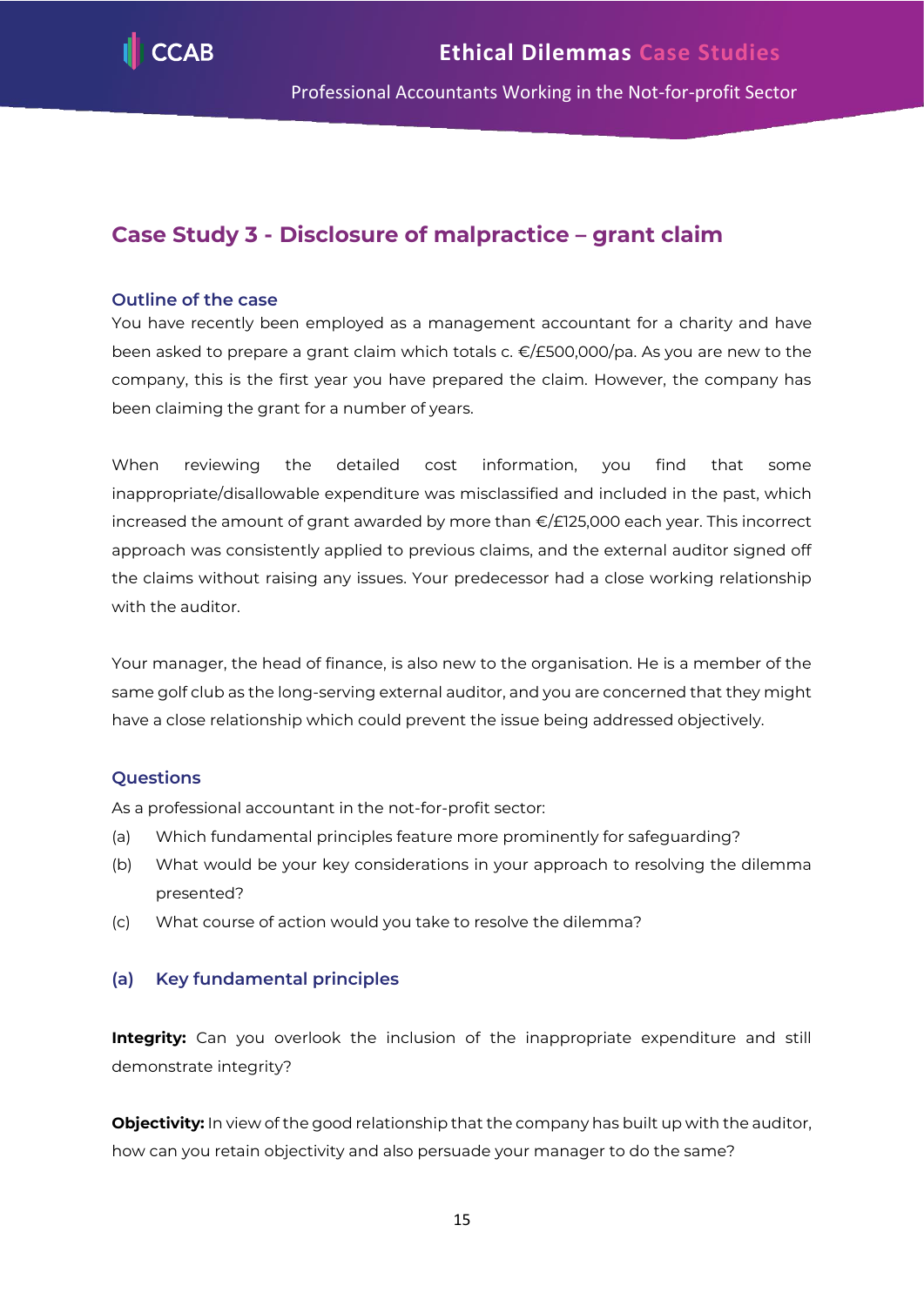## Case Study 3 - Disclosure of malpractice – grant claim

### Outline of the case

You have recently been employed as a management accountant for a charity and have been asked to prepare a grant claim which totals c. €/£500,000/pa. As you are new to the company, this is the first year you have prepared the claim. However, the company has been claiming the grant for a number of years.

When reviewing the detailed cost information, you find that some inappropriate/disallowable expenditure was misclassified and included in the past, which increased the amount of grant awarded by more than €/£125,000 each year. This incorrect approach was consistently applied to previous claims, and the external auditor signed off the claims without raising any issues. Your predecessor had a close working relationship with the auditor.

Your manager, the head of finance, is also new to the organisation. He is a member of the same golf club as the long-serving external auditor, and you are concerned that they might have a close relationship which could prevent the issue being addressed objectively.

### Questions

As a professional accountant in the not-for-profit sector:

(a) Which fundamental principles feature more prominently for safeguarding?

(b) What would be your key considerations in your approach to resolving the dilemma presented?

(c) What course of action would you take to resolve the dilemma?

### (a) Key fundamental principles

**Integrity:** Can you overlook the inclusion of the inappropriate expenditure and still demonstrate integrity?

**Objectivity:** In view of the good relationship that the company has built up with the auditor, how can you retain objectivity and also persuade your manager to do the same?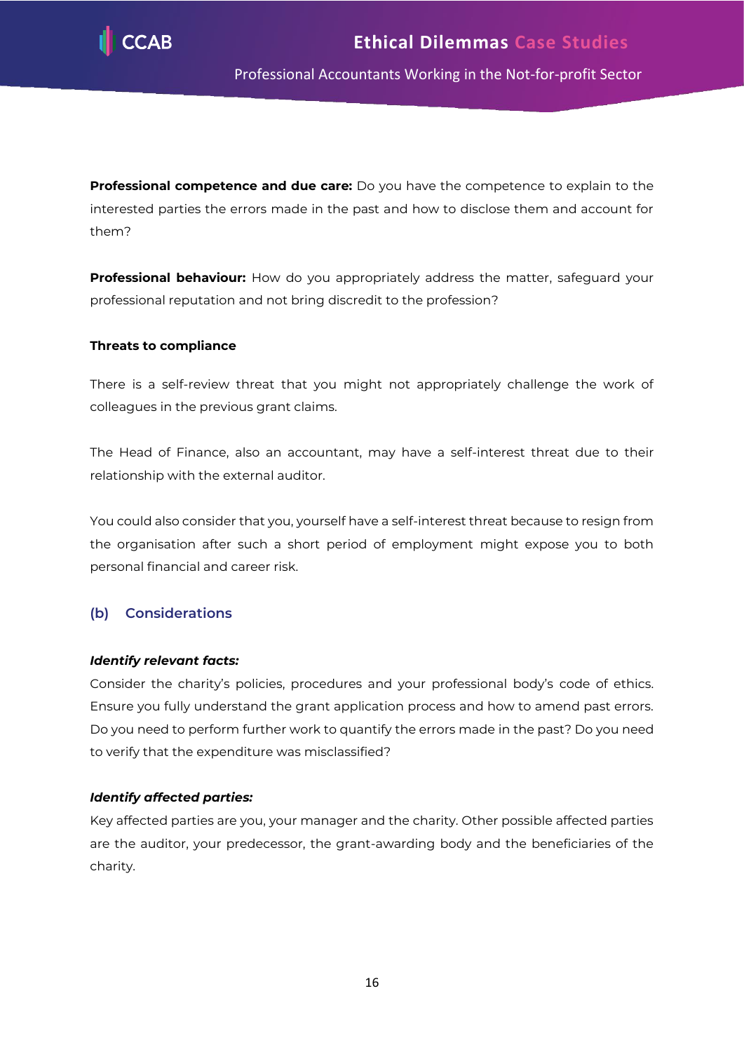**Professional competence and due care:** Do you have the competence to explain to the interested parties the errors made in the past and how to disclose them and account for them?

**Professional behaviour:** How do you appropriately address the matter, safeguard your professional reputation and not bring discredit to the profession?

**Threats to compliance**

There is a self-review threat that you might not appropriately challenge the work of colleagues in the previous grant claims.

The Head of Finance, also an accountant, may have a self-interest threat due to their relationship with the external auditor.

You could also consider that you, yourself have a self-interest threat because to resign from the organisation after such a short period of employment might expose you to both personal financial and career risk.

## (b) Considerations

***Identify relevant facts:***
Consider the charity's policies, procedures and your professional body's code of ethics. Ensure you fully understand the grant application process and how to amend past errors. Do you need to perform further work to quantify the errors made in the past? Do you need to verify that the expenditure was misclassified?

***Identify affected parties:***
Key affected parties are you, your manager and the charity. Other possible affected parties are the auditor, your predecessor, the grant-awarding body and the beneficiaries of the charity.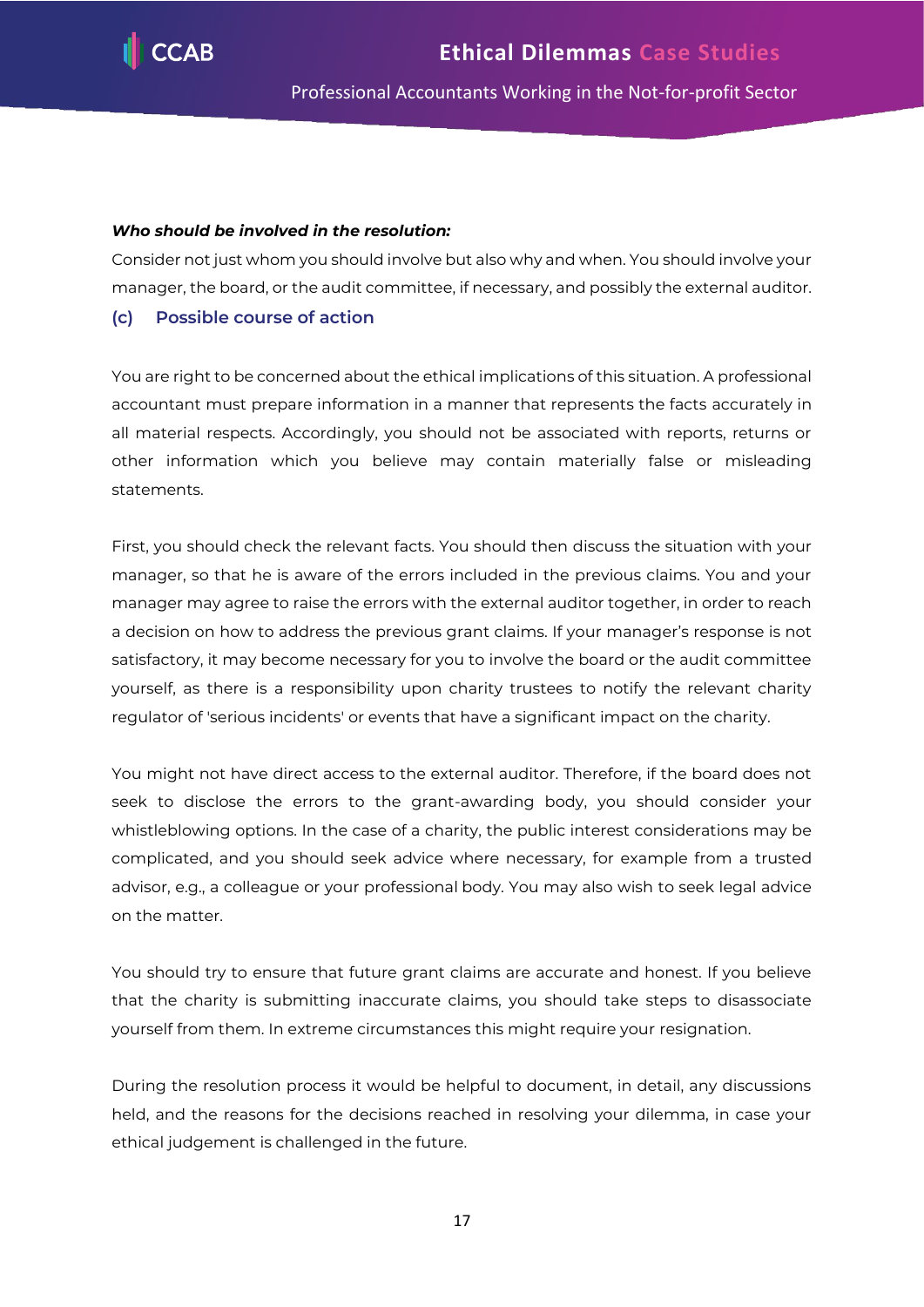***Who should be involved in the resolution:***

Consider not just whom you should involve but also why and when. You should involve your manager, the board, or the audit committee, if necessary, and possibly the external auditor.

### (c) Possible course of action

You are right to be concerned about the ethical implications of this situation. A professional accountant must prepare information in a manner that represents the facts accurately in all material respects. Accordingly, you should not be associated with reports, returns or other information which you believe may contain materially false or misleading statements.

First, you should check the relevant facts. You should then discuss the situation with your manager, so that he is aware of the errors included in the previous claims. You and your manager may agree to raise the errors with the external auditor together, in order to reach a decision on how to address the previous grant claims. If your manager's response is not satisfactory, it may become necessary for you to involve the board or the audit committee yourself, as there is a responsibility upon charity trustees to notify the relevant charity regulator of 'serious incidents' or events that have a significant impact on the charity.

You might not have direct access to the external auditor. Therefore, if the board does not seek to disclose the errors to the grant-awarding body, you should consider your whistleblowing options. In the case of a charity, the public interest considerations may be complicated, and you should seek advice where necessary, for example from a trusted advisor, e.g., a colleague or your professional body. You may also wish to seek legal advice on the matter.

You should try to ensure that future grant claims are accurate and honest. If you believe that the charity is submitting inaccurate claims, you should take steps to disassociate yourself from them. In extreme circumstances this might require your resignation.

During the resolution process it would be helpful to document, in detail, any discussions held, and the reasons for the decisions reached in resolving your dilemma, in case your ethical judgement is challenged in the future.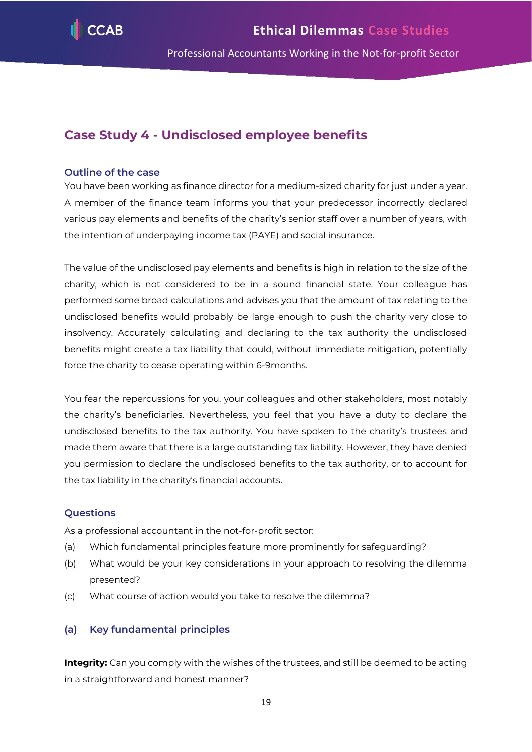## Case Study 4 - Undisclosed employee benefits

### Outline of the case

You have been working as finance director for a medium-sized charity for just under a year. A member of the finance team informs you that your predecessor incorrectly declared various pay elements and benefits of the charity's senior staff over a number of years, with the intention of underpaying income tax (PAYE) and social insurance.

The value of the undisclosed pay elements and benefits is high in relation to the size of the charity, which is not considered to be in a sound financial state. Your colleague has performed some broad calculations and advises you that the amount of tax relating to the undisclosed benefits would probably be large enough to push the charity very close to insolvency. Accurately calculating and declaring to the tax authority the undisclosed benefits might create a tax liability that could, without immediate mitigation, potentially force the charity to cease operating within 6-9months.

You fear the repercussions for you, your colleagues and other stakeholders, most notably the charity's beneficiaries. Nevertheless, you feel that you have a duty to declare the undisclosed benefits to the tax authority. You have spoken to the charity's trustees and made them aware that there is a large outstanding tax liability. However, they have denied you permission to declare the undisclosed benefits to the tax authority, or to account for the tax liability in the charity's financial accounts.

### Questions

As a professional accountant in the not-for-profit sector:

(a) Which fundamental principles feature more prominently for safeguarding?

(b) What would be your key considerations in your approach to resolving the dilemma presented?

(c) What course of action would you take to resolve the dilemma?

### (a) Key fundamental principles

**Integrity:** Can you comply with the wishes of the trustees, and still be deemed to be acting in a straightforward and honest manner?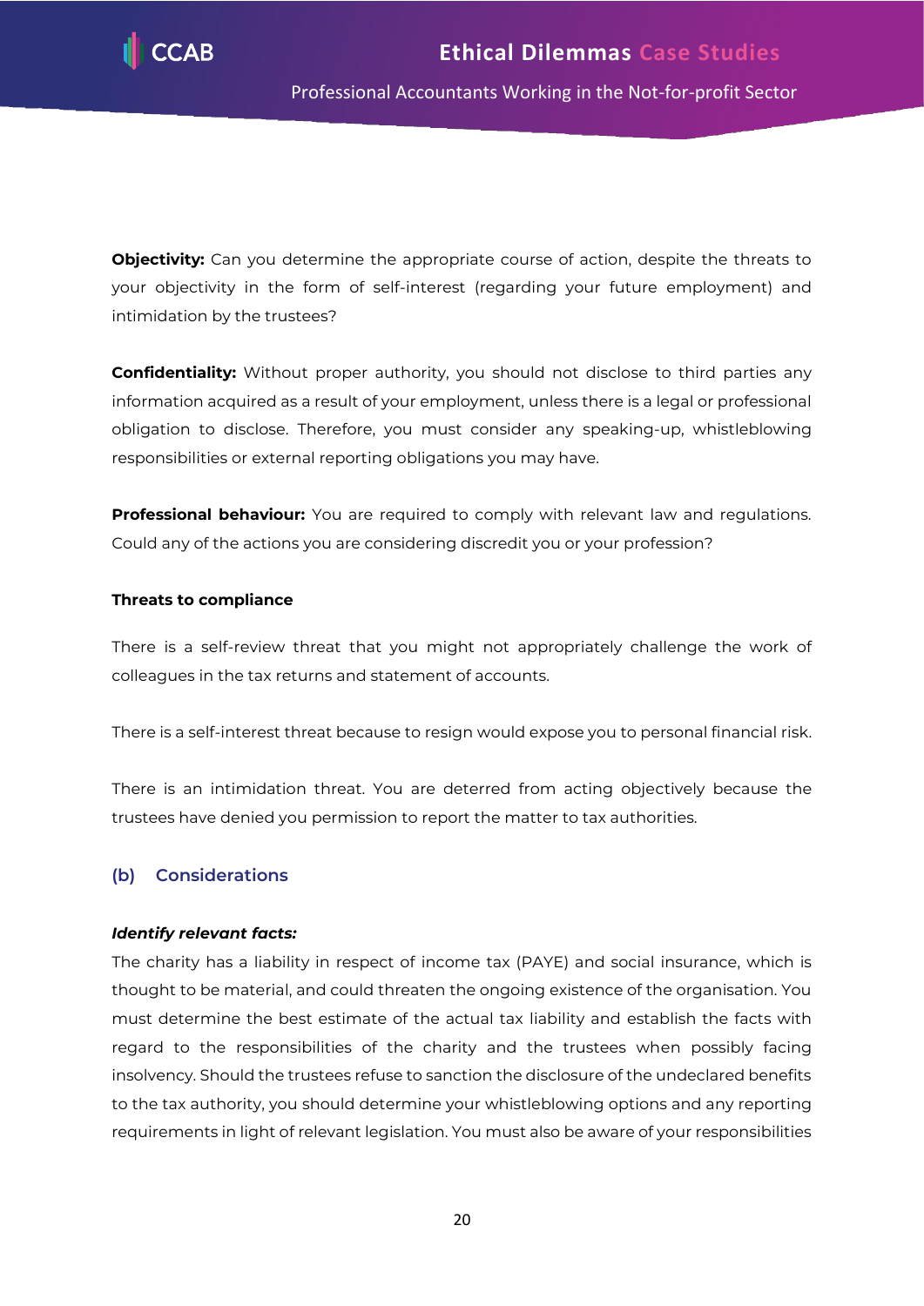**Objectivity:** Can you determine the appropriate course of action, despite the threats to your objectivity in the form of self-interest (regarding your future employment) and intimidation by the trustees?

**Confidentiality:** Without proper authority, you should not disclose to third parties any information acquired as a result of your employment, unless there is a legal or professional obligation to disclose. Therefore, you must consider any speaking-up, whistleblowing responsibilities or external reporting obligations you may have.

**Professional behaviour:** You are required to comply with relevant law and regulations. Could any of the actions you are considering discredit you or your profession?

**Threats to compliance**

There is a self-review threat that you might not appropriately challenge the work of colleagues in the tax returns and statement of accounts.

There is a self-interest threat because to resign would expose you to personal financial risk.

There is an intimidation threat. You are deterred from acting objectively because the trustees have denied you permission to report the matter to tax authorities.

### (b) Considerations

***Identify relevant facts:***

The charity has a liability in respect of income tax (PAYE) and social insurance, which is thought to be material, and could threaten the ongoing existence of the organisation. You must determine the best estimate of the actual tax liability and establish the facts with regard to the responsibilities of the charity and the trustees when possibly facing insolvency. Should the trustees refuse to sanction the disclosure of the undeclared benefits to the tax authority, you should determine your whistleblowing options and any reporting requirements in light of relevant legislation. You must also be aware of your responsibilities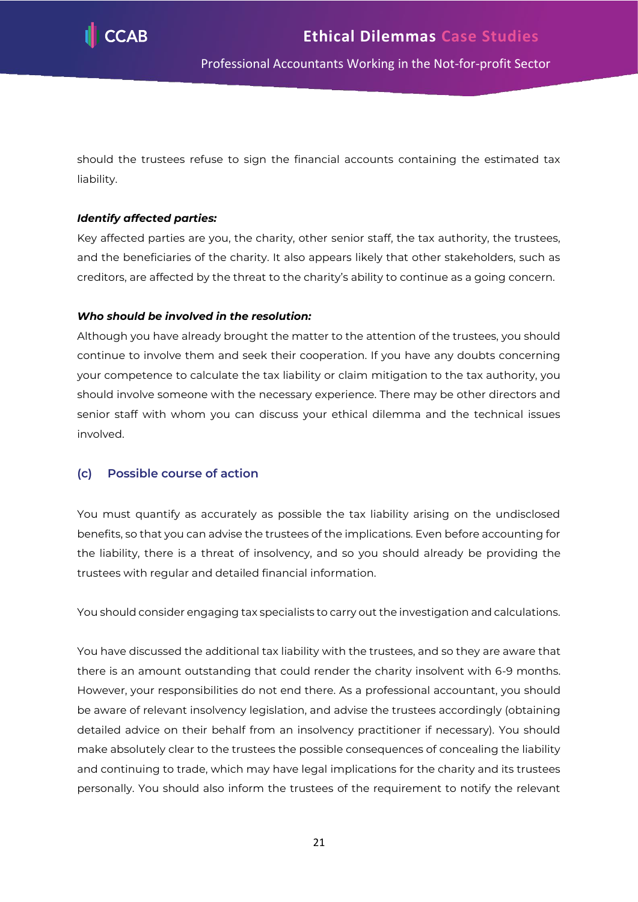should the trustees refuse to sign the financial accounts containing the estimated tax liability.

***Identify affected parties:***
Key affected parties are you, the charity, other senior staff, the tax authority, the trustees, and the beneficiaries of the charity. It also appears likely that other stakeholders, such as creditors, are affected by the threat to the charity's ability to continue as a going concern.

***Who should be involved in the resolution:***
Although you have already brought the matter to the attention of the trustees, you should continue to involve them and seek their cooperation. If you have any doubts concerning your competence to calculate the tax liability or claim mitigation to the tax authority, you should involve someone with the necessary experience. There may be other directors and senior staff with whom you can discuss your ethical dilemma and the technical issues involved.

### (c) Possible course of action

You must quantify as accurately as possible the tax liability arising on the undisclosed benefits, so that you can advise the trustees of the implications. Even before accounting for the liability, there is a threat of insolvency, and so you should already be providing the trustees with regular and detailed financial information.

You should consider engaging tax specialists to carry out the investigation and calculations.

You have discussed the additional tax liability with the trustees, and so they are aware that there is an amount outstanding that could render the charity insolvent with 6-9 months. However, your responsibilities do not end there. As a professional accountant, you should be aware of relevant insolvency legislation, and advise the trustees accordingly (obtaining detailed advice on their behalf from an insolvency practitioner if necessary). You should make absolutely clear to the trustees the possible consequences of concealing the liability and continuing to trade, which may have legal implications for the charity and its trustees personally. You should also inform the trustees of the requirement to notify the relevant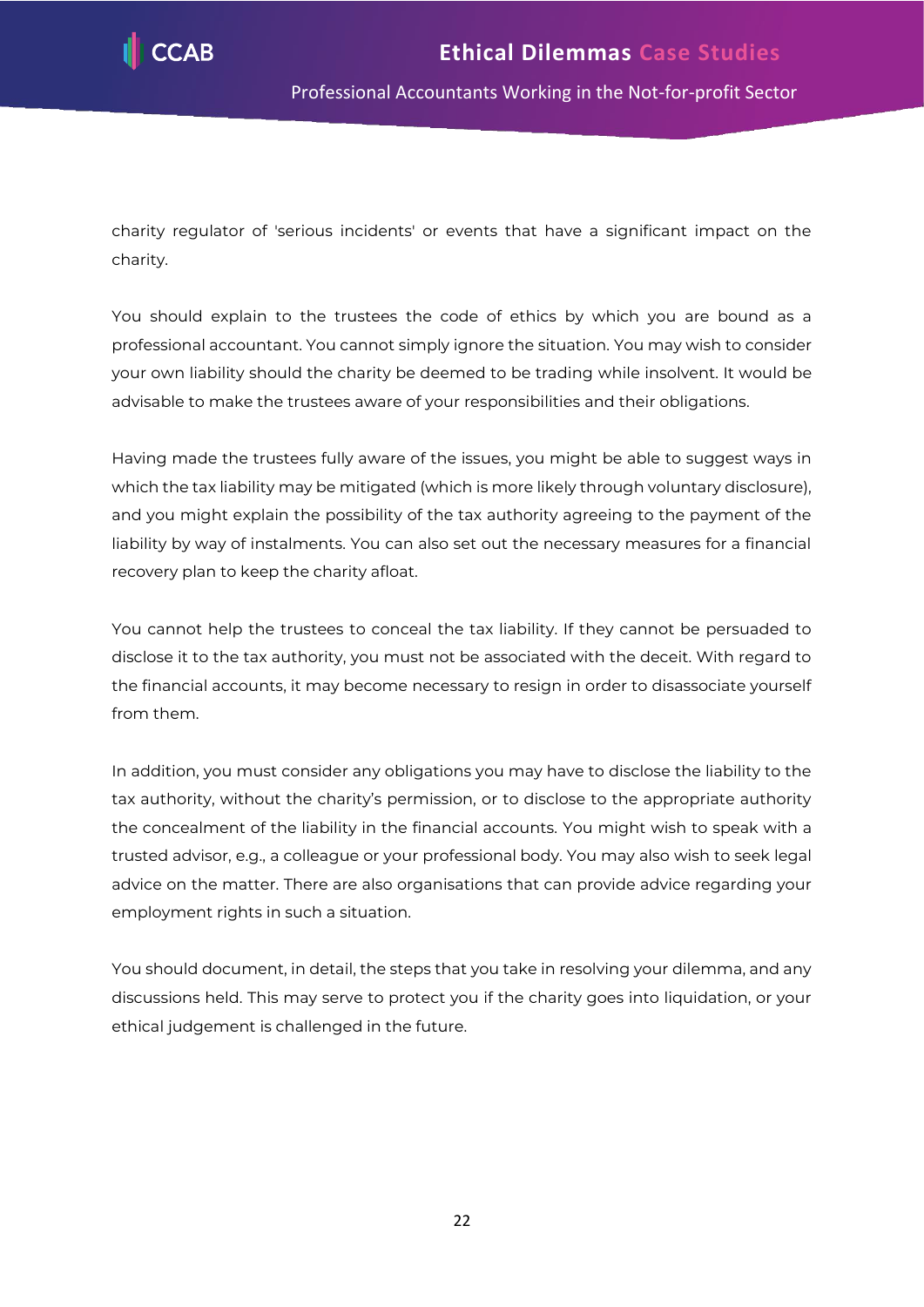charity regulator of 'serious incidents' or events that have a significant impact on the charity.

You should explain to the trustees the code of ethics by which you are bound as a professional accountant. You cannot simply ignore the situation. You may wish to consider your own liability should the charity be deemed to be trading while insolvent. It would be advisable to make the trustees aware of your responsibilities and their obligations.

Having made the trustees fully aware of the issues, you might be able to suggest ways in which the tax liability may be mitigated (which is more likely through voluntary disclosure), and you might explain the possibility of the tax authority agreeing to the payment of the liability by way of instalments. You can also set out the necessary measures for a financial recovery plan to keep the charity afloat.

You cannot help the trustees to conceal the tax liability. If they cannot be persuaded to disclose it to the tax authority, you must not be associated with the deceit. With regard to the financial accounts, it may become necessary to resign in order to disassociate yourself from them.

In addition, you must consider any obligations you may have to disclose the liability to the tax authority, without the charity's permission, or to disclose to the appropriate authority the concealment of the liability in the financial accounts. You might wish to speak with a trusted advisor, e.g., a colleague or your professional body. You may also wish to seek legal advice on the matter. There are also organisations that can provide advice regarding your employment rights in such a situation.

You should document, in detail, the steps that you take in resolving your dilemma, and any discussions held. This may serve to protect you if the charity goes into liquidation, or your ethical judgement is challenged in the future.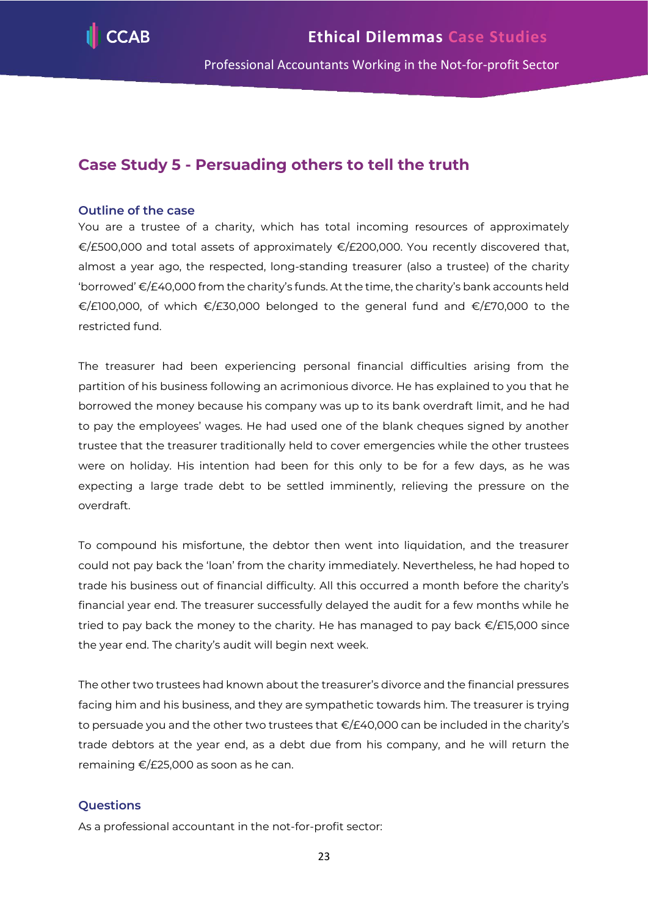## Case Study 5 - Persuading others to tell the truth

### Outline of the case

You are a trustee of a charity, which has total incoming resources of approximately €/£500,000 and total assets of approximately €/£200,000. You recently discovered that, almost a year ago, the respected, long-standing treasurer (also a trustee) of the charity 'borrowed' €/£40,000 from the charity's funds. At the time, the charity's bank accounts held €/£100,000, of which €/£30,000 belonged to the general fund and €/£70,000 to the restricted fund.

The treasurer had been experiencing personal financial difficulties arising from the partition of his business following an acrimonious divorce. He has explained to you that he borrowed the money because his company was up to its bank overdraft limit, and he had to pay the employees' wages. He had used one of the blank cheques signed by another trustee that the treasurer traditionally held to cover emergencies while the other trustees were on holiday. His intention had been for this only to be for a few days, as he was expecting a large trade debt to be settled imminently, relieving the pressure on the overdraft.

To compound his misfortune, the debtor then went into liquidation, and the treasurer could not pay back the 'loan' from the charity immediately. Nevertheless, he had hoped to trade his business out of financial difficulty. All this occurred a month before the charity's financial year end. The treasurer successfully delayed the audit for a few months while he tried to pay back the money to the charity. He has managed to pay back €/£15,000 since the year end. The charity's audit will begin next week.

The other two trustees had known about the treasurer's divorce and the financial pressures facing him and his business, and they are sympathetic towards him. The treasurer is trying to persuade you and the other two trustees that €/£40,000 can be included in the charity's trade debtors at the year end, as a debt due from his company, and he will return the remaining €/£25,000 as soon as he can.

### Questions

As a professional accountant in the not-for-profit sector: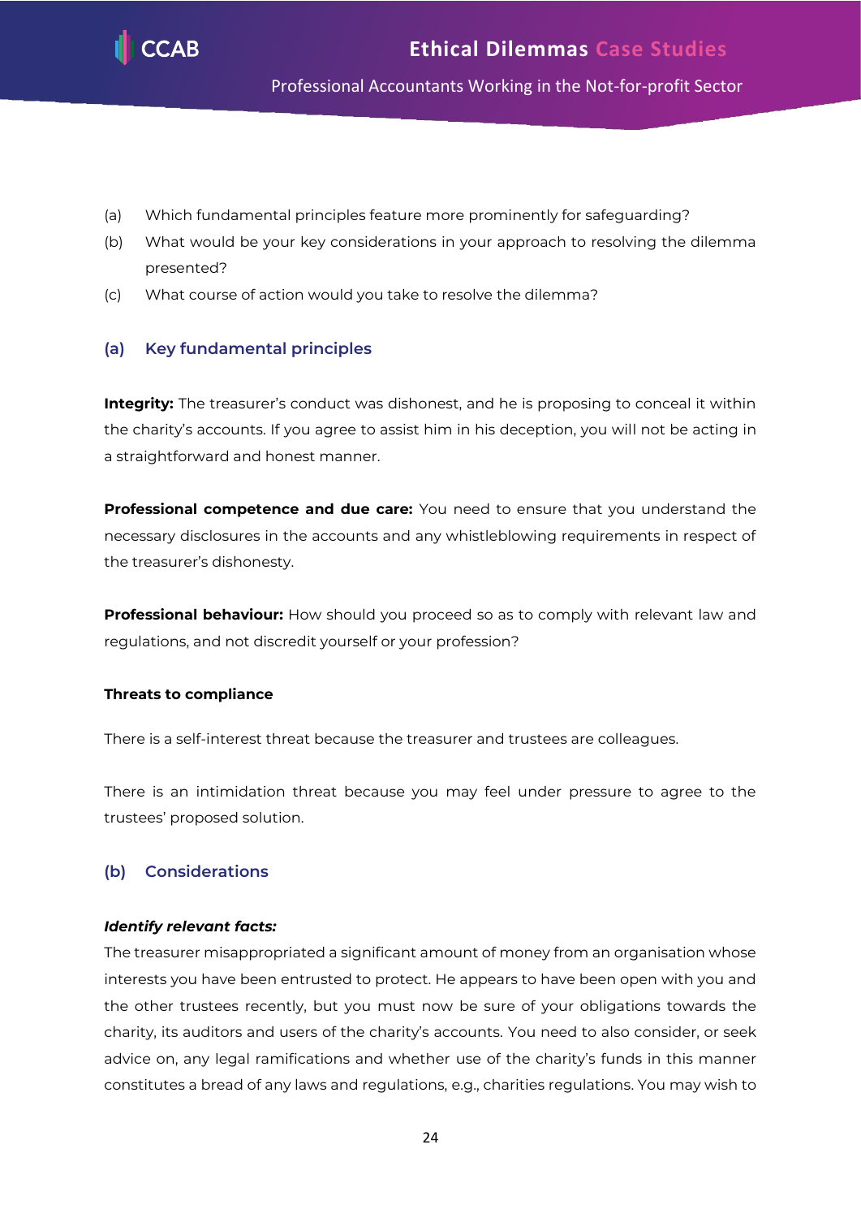(a) Which fundamental principles feature more prominently for safeguarding?

(b) What would be your key considerations in your approach to resolving the dilemma presented?

(c) What course of action would you take to resolve the dilemma?

## (a) Key fundamental principles

**Integrity:** The treasurer's conduct was dishonest, and he is proposing to conceal it within the charity's accounts. If you agree to assist him in his deception, you will not be acting in a straightforward and honest manner.

**Professional competence and due care:** You need to ensure that you understand the necessary disclosures in the accounts and any whistleblowing requirements in respect of the treasurer's dishonesty.

**Professional behaviour:** How should you proceed so as to comply with relevant law and regulations, and not discredit yourself or your profession?

### Threats to compliance

There is a self-interest threat because the treasurer and trustees are colleagues.

There is an intimidation threat because you may feel under pressure to agree to the trustees' proposed solution.

## (b) Considerations

***Identify relevant facts:***

The treasurer misappropriated a significant amount of money from an organisation whose interests you have been entrusted to protect. He appears to have been open with you and the other trustees recently, but you must now be sure of your obligations towards the charity, its auditors and users of the charity's accounts. You need to also consider, or seek advice on, any legal ramifications and whether use of the charity's funds in this manner constitutes a bread of any laws and regulations, e.g., charities regulations. You may wish to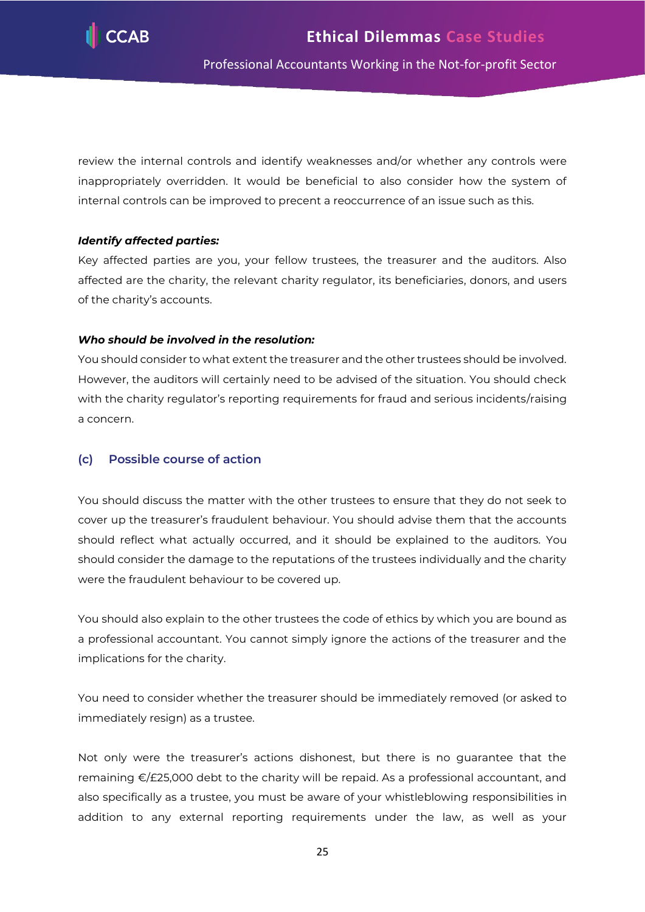review the internal controls and identify weaknesses and/or whether any controls were inappropriately overridden. It would be beneficial to also consider how the system of internal controls can be improved to precent a reoccurrence of an issue such as this.

***Identify affected parties:***

Key affected parties are you, your fellow trustees, the treasurer and the auditors. Also affected are the charity, the relevant charity regulator, its beneficiaries, donors, and users of the charity's accounts.

***Who should be involved in the resolution:***

You should consider to what extent the treasurer and the other trustees should be involved. However, the auditors will certainly need to be advised of the situation. You should check with the charity regulator's reporting requirements for fraud and serious incidents/raising a concern.

### (c) Possible course of action

You should discuss the matter with the other trustees to ensure that they do not seek to cover up the treasurer's fraudulent behaviour. You should advise them that the accounts should reflect what actually occurred, and it should be explained to the auditors. You should consider the damage to the reputations of the trustees individually and the charity were the fraudulent behaviour to be covered up.

You should also explain to the other trustees the code of ethics by which you are bound as a professional accountant. You cannot simply ignore the actions of the treasurer and the implications for the charity.

You need to consider whether the treasurer should be immediately removed (or asked to immediately resign) as a trustee.

Not only were the treasurer's actions dishonest, but there is no guarantee that the remaining €/£25,000 debt to the charity will be repaid. As a professional accountant, and also specifically as a trustee, you must be aware of your whistleblowing responsibilities in addition to any external reporting requirements under the law, as well as your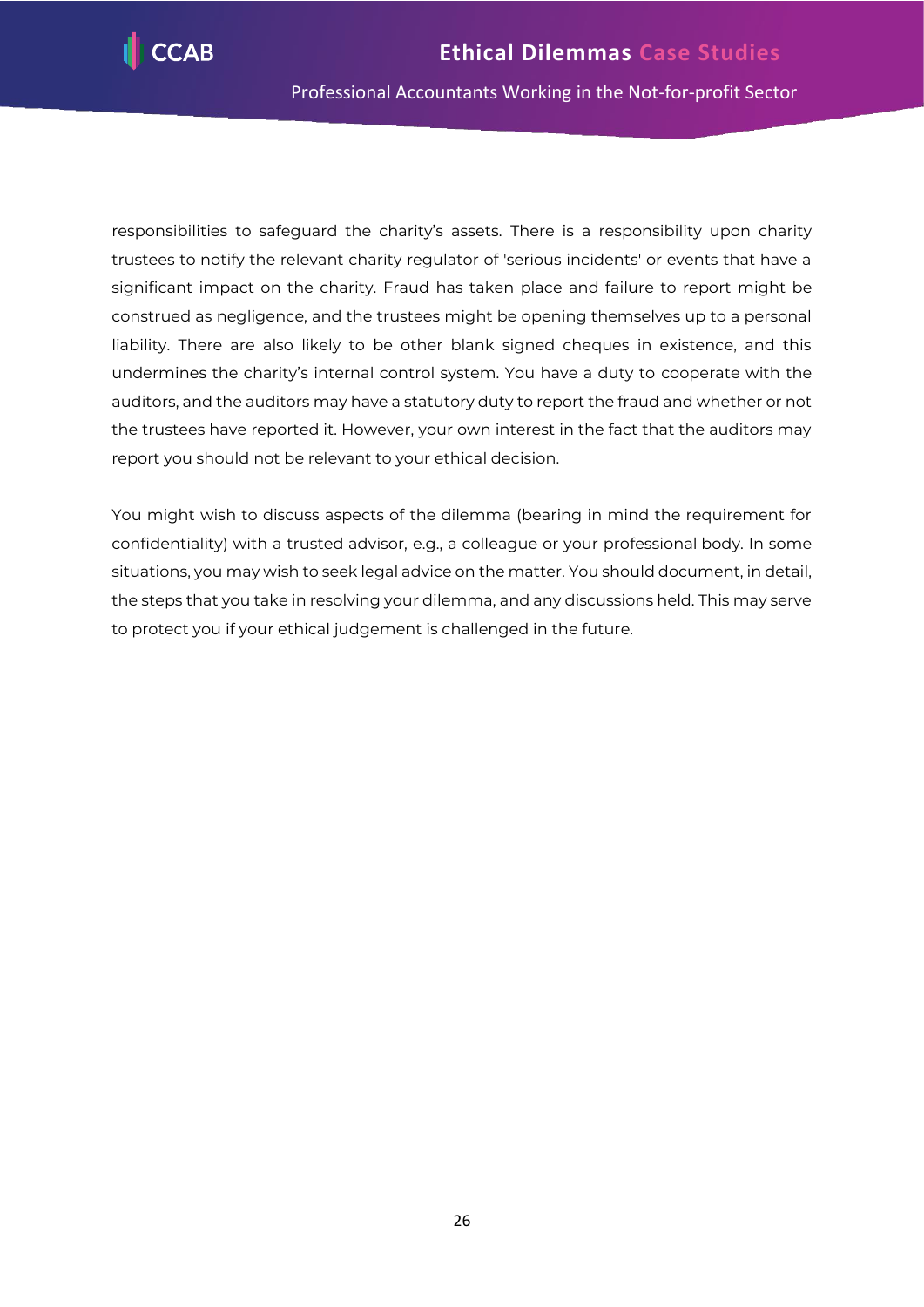responsibilities to safeguard the charity's assets. There is a responsibility upon charity trustees to notify the relevant charity regulator of 'serious incidents' or events that have a significant impact on the charity. Fraud has taken place and failure to report might be construed as negligence, and the trustees might be opening themselves up to a personal liability. There are also likely to be other blank signed cheques in existence, and this undermines the charity's internal control system. You have a duty to cooperate with the auditors, and the auditors may have a statutory duty to report the fraud and whether or not the trustees have reported it. However, your own interest in the fact that the auditors may report you should not be relevant to your ethical decision.

You might wish to discuss aspects of the dilemma (bearing in mind the requirement for confidentiality) with a trusted advisor, e.g., a colleague or your professional body. In some situations, you may wish to seek legal advice on the matter. You should document, in detail, the steps that you take in resolving your dilemma, and any discussions held. This may serve to protect you if your ethical judgement is challenged in the future.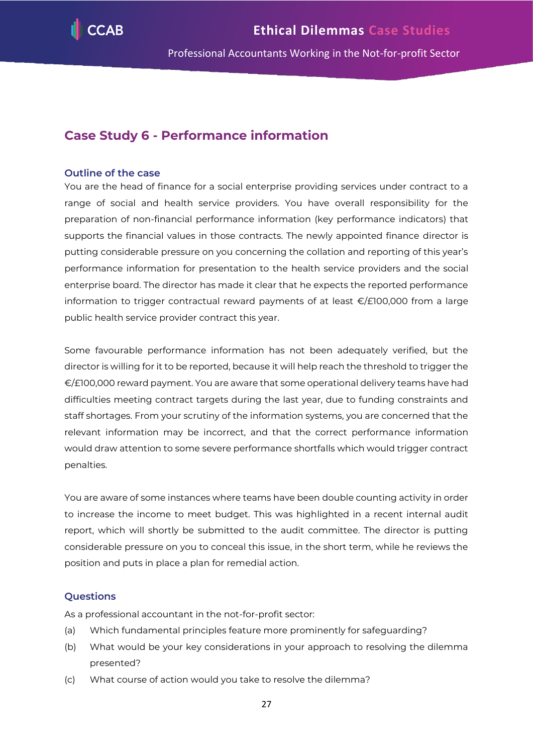## Case Study 6 - Performance information

### Outline of the case

You are the head of finance for a social enterprise providing services under contract to a range of social and health service providers. You have overall responsibility for the preparation of non-financial performance information (key performance indicators) that supports the financial values in those contracts. The newly appointed finance director is putting considerable pressure on you concerning the collation and reporting of this year's performance information for presentation to the health service providers and the social enterprise board. The director has made it clear that he expects the reported performance information to trigger contractual reward payments of at least €/£100,000 from a large public health service provider contract this year.

Some favourable performance information has not been adequately verified, but the director is willing for it to be reported, because it will help reach the threshold to trigger the €/£100,000 reward payment. You are aware that some operational delivery teams have had difficulties meeting contract targets during the last year, due to funding constraints and staff shortages. From your scrutiny of the information systems, you are concerned that the relevant information may be incorrect, and that the correct performance information would draw attention to some severe performance shortfalls which would trigger contract penalties.

You are aware of some instances where teams have been double counting activity in order to increase the income to meet budget. This was highlighted in a recent internal audit report, which will shortly be submitted to the audit committee. The director is putting considerable pressure on you to conceal this issue, in the short term, while he reviews the position and puts in place a plan for remedial action.

### Questions

As a professional accountant in the not-for-profit sector:

(a) Which fundamental principles feature more prominently for safeguarding?

(b) What would be your key considerations in your approach to resolving the dilemma presented?

(c) What course of action would you take to resolve the dilemma?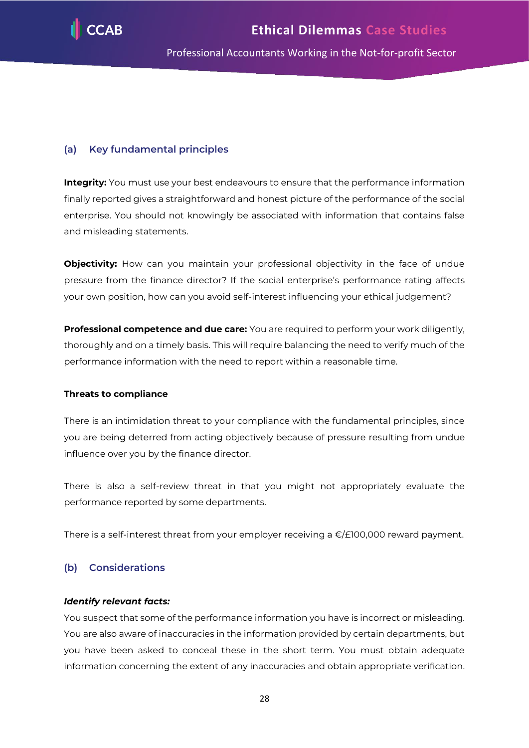## (a) Key fundamental principles

**Integrity:** You must use your best endeavours to ensure that the performance information finally reported gives a straightforward and honest picture of the performance of the social enterprise. You should not knowingly be associated with information that contains false and misleading statements.

**Objectivity:** How can you maintain your professional objectivity in the face of undue pressure from the finance director? If the social enterprise's performance rating affects your own position, how can you avoid self-interest influencing your ethical judgement?

**Professional competence and due care:** You are required to perform your work diligently, thoroughly and on a timely basis. This will require balancing the need to verify much of the performance information with the need to report within a reasonable time.

**Threats to compliance**

There is an intimidation threat to your compliance with the fundamental principles, since you are being deterred from acting objectively because of pressure resulting from undue influence over you by the finance director.

There is also a self-review threat in that you might not appropriately evaluate the performance reported by some departments.

There is a self-interest threat from your employer receiving a €/£100,000 reward payment.

## (b) Considerations

***Identify relevant facts:***

You suspect that some of the performance information you have is incorrect or misleading. You are also aware of inaccuracies in the information provided by certain departments, but you have been asked to conceal these in the short term. You must obtain adequate information concerning the extent of any inaccuracies and obtain appropriate verification.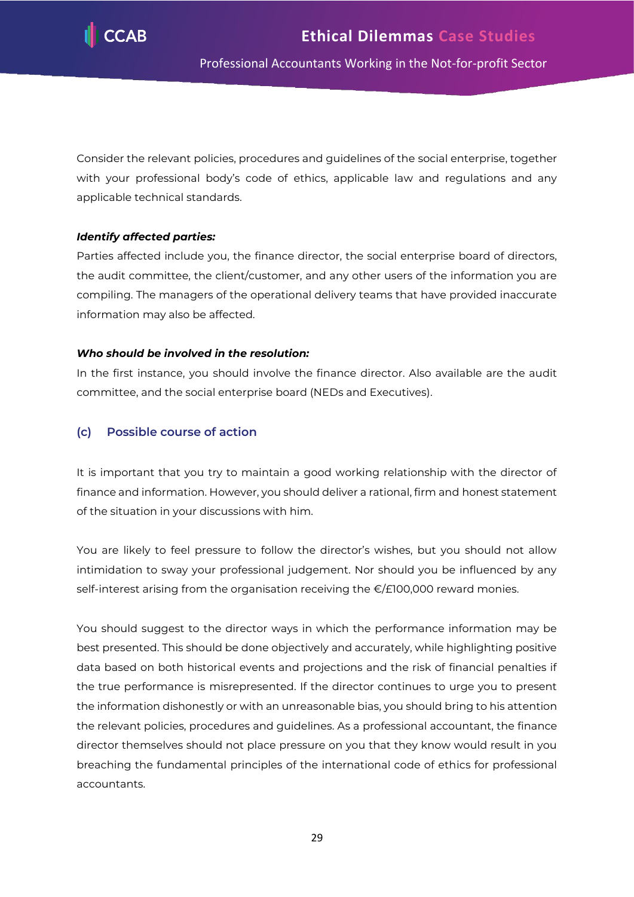Consider the relevant policies, procedures and guidelines of the social enterprise, together with your professional body's code of ethics, applicable law and regulations and any applicable technical standards.

***Identify affected parties:***
Parties affected include you, the finance director, the social enterprise board of directors, the audit committee, the client/customer, and any other users of the information you are compiling. The managers of the operational delivery teams that have provided inaccurate information may also be affected.

***Who should be involved in the resolution:***
In the first instance, you should involve the finance director. Also available are the audit committee, and the social enterprise board (NEDs and Executives).

### (c) Possible course of action

It is important that you try to maintain a good working relationship with the director of finance and information. However, you should deliver a rational, firm and honest statement of the situation in your discussions with him.

You are likely to feel pressure to follow the director's wishes, but you should not allow intimidation to sway your professional judgement. Nor should you be influenced by any self-interest arising from the organisation receiving the €/£100,000 reward monies.

You should suggest to the director ways in which the performance information may be best presented. This should be done objectively and accurately, while highlighting positive data based on both historical events and projections and the risk of financial penalties if the true performance is misrepresented. If the director continues to urge you to present the information dishonestly or with an unreasonable bias, you should bring to his attention the relevant policies, procedures and guidelines. As a professional accountant, the finance director themselves should not place pressure on you that they know would result in you breaching the fundamental principles of the international code of ethics for professional accountants.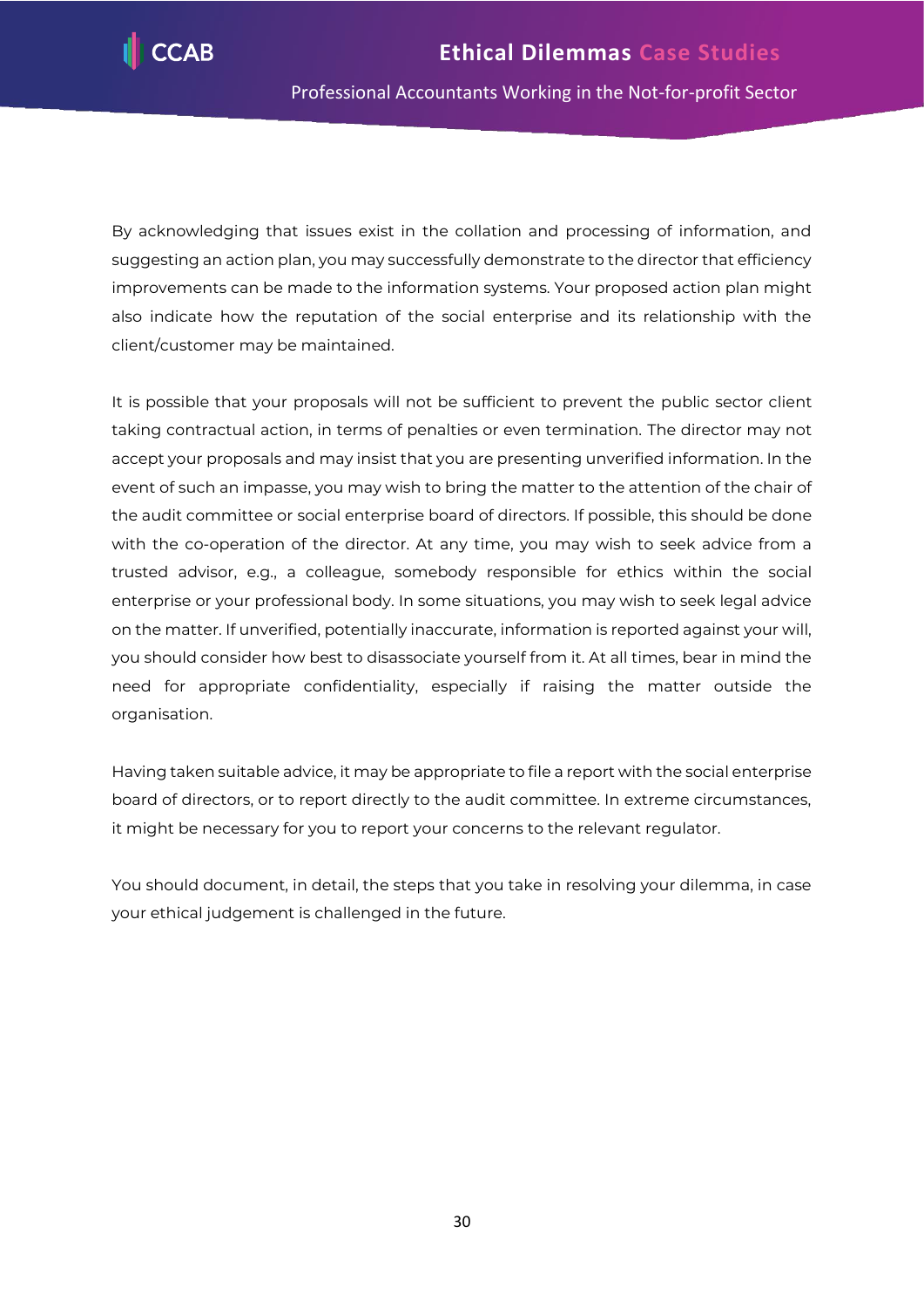By acknowledging that issues exist in the collation and processing of information, and suggesting an action plan, you may successfully demonstrate to the director that efficiency improvements can be made to the information systems. Your proposed action plan might also indicate how the reputation of the social enterprise and its relationship with the client/customer may be maintained.

It is possible that your proposals will not be sufficient to prevent the public sector client taking contractual action, in terms of penalties or even termination. The director may not accept your proposals and may insist that you are presenting unverified information. In the event of such an impasse, you may wish to bring the matter to the attention of the chair of the audit committee or social enterprise board of directors. If possible, this should be done with the co-operation of the director. At any time, you may wish to seek advice from a trusted advisor, e.g., a colleague, somebody responsible for ethics within the social enterprise or your professional body. In some situations, you may wish to seek legal advice on the matter. If unverified, potentially inaccurate, information is reported against your will, you should consider how best to disassociate yourself from it. At all times, bear in mind the need for appropriate confidentiality, especially if raising the matter outside the organisation.

Having taken suitable advice, it may be appropriate to file a report with the social enterprise board of directors, or to report directly to the audit committee. In extreme circumstances, it might be necessary for you to report your concerns to the relevant regulator.

You should document, in detail, the steps that you take in resolving your dilemma, in case your ethical judgement is challenged in the future.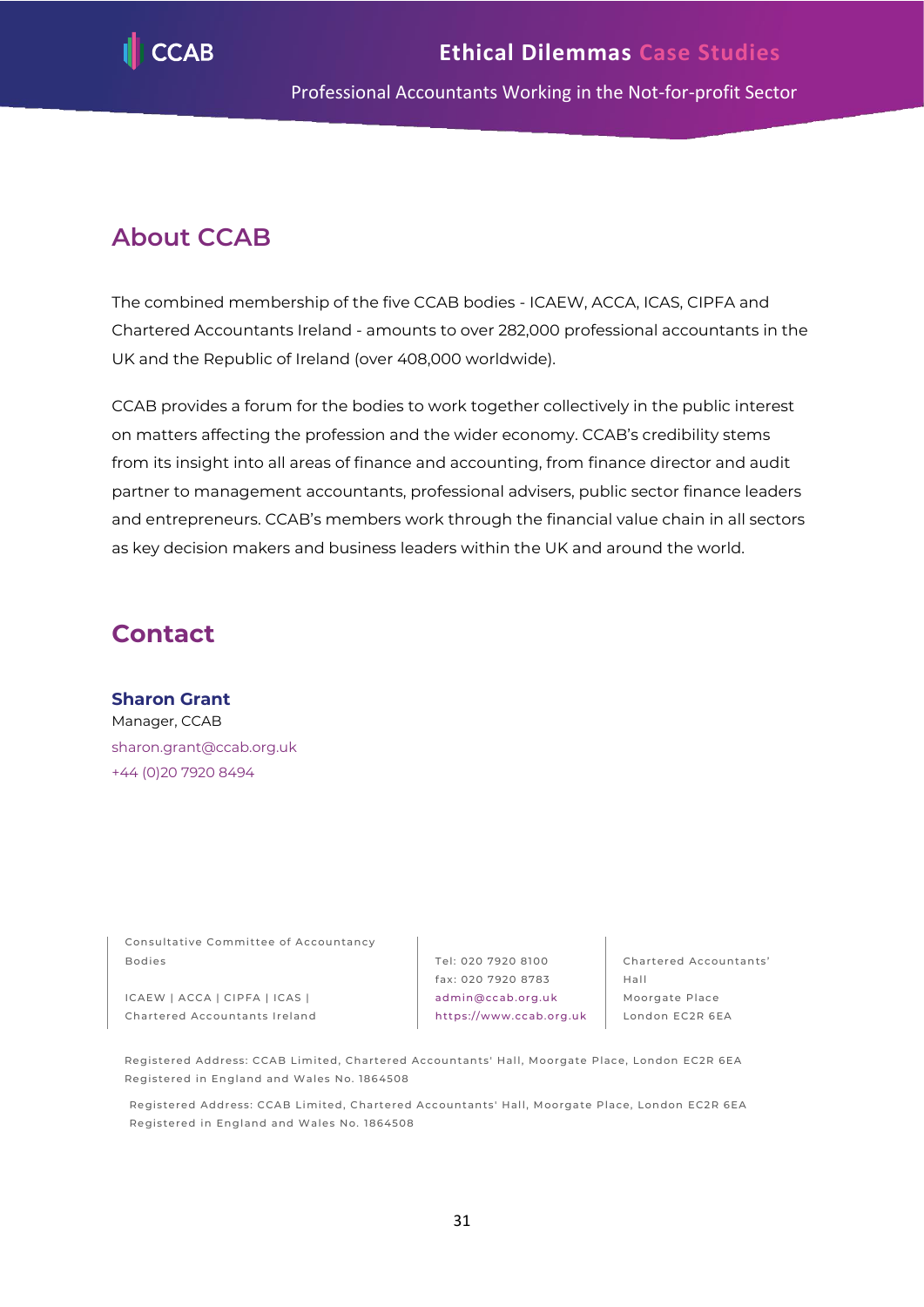## About CCAB

The combined membership of the five CCAB bodies - ICAEW, ACCA, ICAS, CIPFA and Chartered Accountants Ireland - amounts to over 282,000 professional accountants in the UK and the Republic of Ireland (over 408,000 worldwide).

CCAB provides a forum for the bodies to work together collectively in the public interest on matters affecting the profession and the wider economy. CCAB's credibility stems from its insight into all areas of finance and accounting, from finance director and audit partner to management accountants, professional advisers, public sector finance leaders and entrepreneurs. CCAB's members work through the financial value chain in all sectors as key decision makers and business leaders within the UK and around the world.

## Contact

**Sharon Grant**
Manager, CCAB
sharon.grant@ccab.org.uk
+44 (0)20 7920 8494

Consultative Committee of Accountancy Bodies

ICAEW | ACCA | CIPFA | ICAS | Chartered Accountants Ireland

Tel: 020 7920 8100
fax: 020 7920 8783
admin@ccab.org.uk
https://www.ccab.org.uk

Chartered Accountants' Hall
Moorgate Place
London EC2R 6EA

Registered Address: CCAB Limited, Chartered Accountants' Hall, Moorgate Place, London EC2R 6EA
Registered in England and Wales No. 1864508

Registered Address: CCAB Limited, Chartered Accountants' Hall, Moorgate Place, London EC2R 6EA
Registered in England and Wales No. 1864508